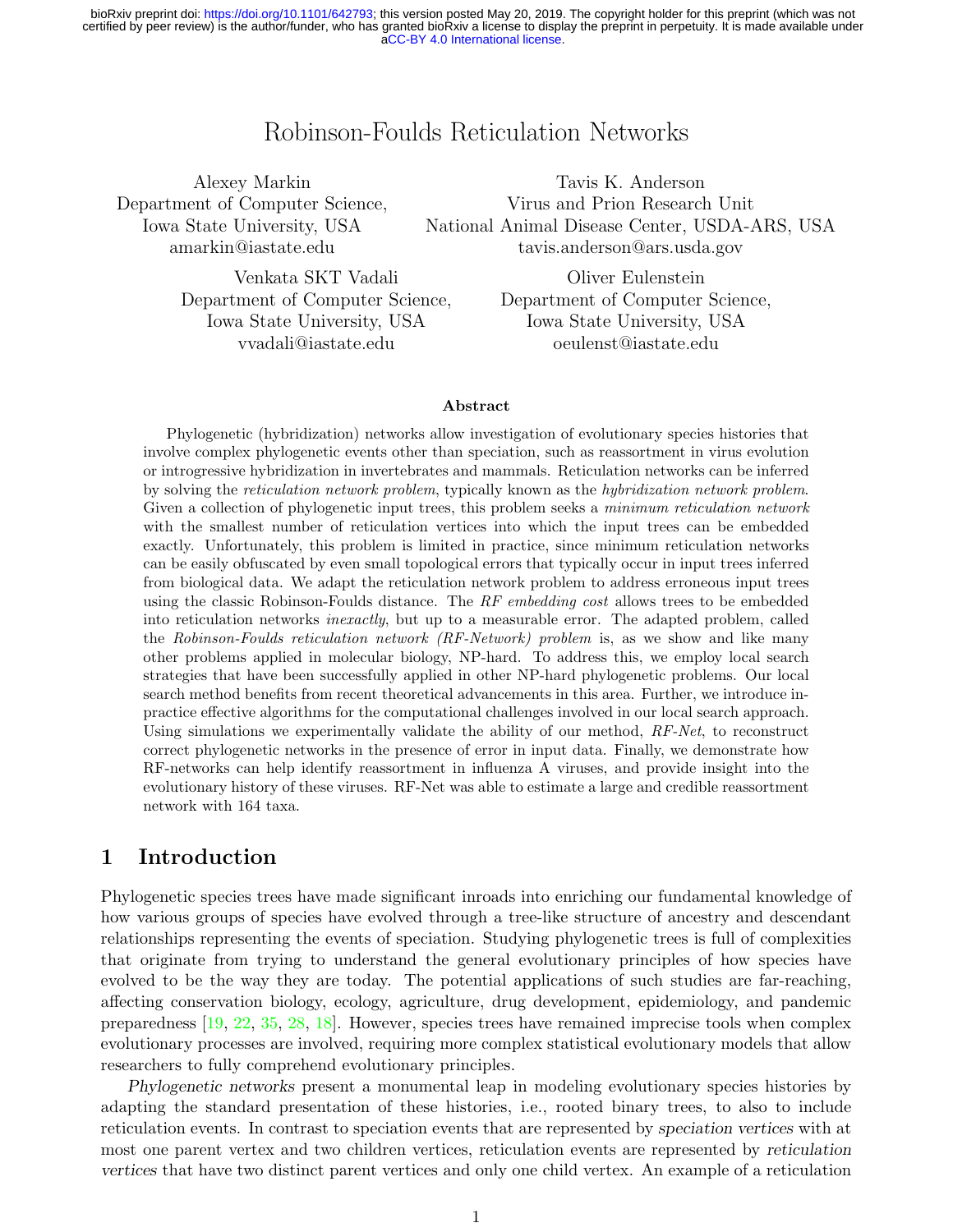# Robinson-Foulds Reticulation Networks

Alexey Markin
Department of Computer Science,
Iowa State University, USA
amarkin@iastate.edu

Tavis K. Anderson
Virus and Prion Research Unit
National Animal Disease Center, USDA-ARS, USA
tavis.anderson@ars.usda.gov

Venkata SKT Vadali
Department of Computer Science,
Iowa State University, USA
vvadali@iastate.edu

Oliver Eulenstein
Department of Computer Science,
Iowa State University, USA
oeulenst@iastate.edu

### Abstract

Phylogenetic (hybridization) networks allow investigation of evolutionary species histories that involve complex phylogenetic events other than speciation, such as reassortment in virus evolution or introgressive hybridization in invertebrates and mammals. Reticulation networks can be inferred by solving the *reticulation network problem*, typically known as the *hybridization network problem*. Given a collection of phylogenetic input trees, this problem seeks a *minimum reticulation network* with the smallest number of reticulation vertices into which the input trees can be embedded exactly. Unfortunately, this problem is limited in practice, since minimum reticulation networks can be easily obfuscated by even small topological errors that typically occur in input trees inferred from biological data. We adapt the reticulation network problem to address erroneous input trees using the classic Robinson-Foulds distance. The *RF embedding cost* allows trees to be embedded into reticulation networks *inexactly*, but up to a measurable error. The adapted problem, called the *Robinson-Foulds reticulation network (RF-Network) problem* is, as we show and like many other problems applied in molecular biology, NP-hard. To address this, we employ local search strategies that have been successfully applied in other NP-hard phylogenetic problems. Our local search method benefits from recent theoretical advancements in this area. Further, we introduce in-practice effective algorithms for the computational challenges involved in our local search approach. Using simulations we experimentally validate the ability of our method, *RF-Net*, to reconstruct correct phylogenetic networks in the presence of error in input data. Finally, we demonstrate how RF-networks can help identify reassortment in influenza A viruses, and provide insight into the evolutionary history of these viruses. RF-Net was able to estimate a large and credible reassortment network with 164 taxa.

## 1 Introduction

Phylogenetic species trees have made significant inroads into enriching our fundamental knowledge of how various groups of species have evolved through a tree-like structure of ancestry and descendant relationships representing the events of speciation. Studying phylogenetic trees is full of complexities that originate from trying to understand the general evolutionary principles of how species have evolved to be the way they are today. The potential applications of such studies are far-reaching, affecting conservation biology, ecology, agriculture, drug development, epidemiology, and pandemic preparedness [19, 22, 35, 28, 18]. However, species trees have remained imprecise tools when complex evolutionary processes are involved, requiring more complex statistical evolutionary models that allow researchers to fully comprehend evolutionary principles.

*Phylogenetic networks* present a monumental leap in modeling evolutionary species histories by adapting the standard presentation of these histories, i.e., rooted binary trees, to also to include reticulation events. In contrast to speciation events that are represented by *speciation vertices* with at most one parent vertex and two children vertices, reticulation events are represented by *reticulation vertices* that have two distinct parent vertices and only one child vertex. An example of a reticulation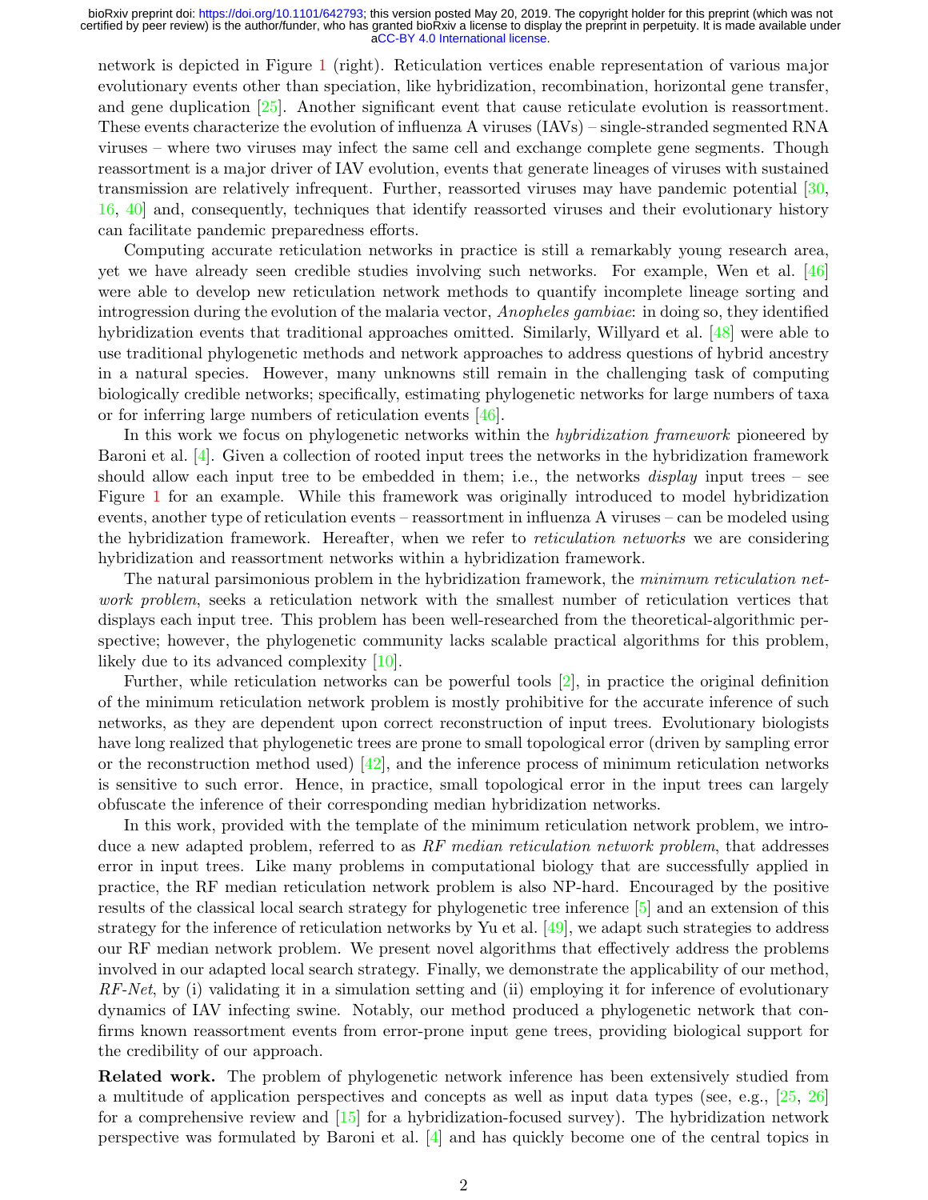network is depicted in Figure 1 (right). Reticulation vertices enable representation of various major evolutionary events other than speciation, like hybridization, recombination, horizontal gene transfer, and gene duplication [25]. Another significant event that cause reticulate evolution is reassortment. These events characterize the evolution of influenza A viruses (IAVs) – single-stranded segmented RNA viruses – where two viruses may infect the same cell and exchange complete gene segments. Though reassortment is a major driver of IAV evolution, events that generate lineages of viruses with sustained transmission are relatively infrequent. Further, reassorted viruses may have pandemic potential [30, 16, 40] and, consequently, techniques that identify reassorted viruses and their evolutionary history can facilitate pandemic preparedness efforts.

Computing accurate reticulation networks in practice is still a remarkably young research area, yet we have already seen credible studies involving such networks. For example, Wen et al. [46] were able to develop new reticulation network methods to quantify incomplete lineage sorting and introgression during the evolution of the malaria vector, *Anopheles gambiae*: in doing so, they identified hybridization events that traditional approaches omitted. Similarly, Willyard et al. [48] were able to use traditional phylogenetic methods and network approaches to address questions of hybrid ancestry in a natural species. However, many unknowns still remain in the challenging task of computing biologically credible networks; specifically, estimating phylogenetic networks for large numbers of taxa or for inferring large numbers of reticulation events [46].

In this work we focus on phylogenetic networks within the *hybridization framework* pioneered by Baroni et al. [4]. Given a collection of rooted input trees the networks in the hybridization framework should allow each input tree to be embedded in them; i.e., the networks *display* input trees – see Figure 1 for an example. While this framework was originally introduced to model hybridization events, another type of reticulation events – reassortment in influenza A viruses – can be modeled using the hybridization framework. Hereafter, when we refer to *reticulation networks* we are considering hybridization and reassortment networks within a hybridization framework.

The natural parsimonious problem in the hybridization framework, the *minimum reticulation network problem*, seeks a reticulation network with the smallest number of reticulation vertices that displays each input tree. This problem has been well-researched from the theoretical-algorithmic perspective; however, the phylogenetic community lacks scalable practical algorithms for this problem, likely due to its advanced complexity [10].

Further, while reticulation networks can be powerful tools [2], in practice the original definition of the minimum reticulation network problem is mostly prohibitive for the accurate inference of such networks, as they are dependent upon correct reconstruction of input trees. Evolutionary biologists have long realized that phylogenetic trees are prone to small topological error (driven by sampling error or the reconstruction method used) [42], and the inference process of minimum reticulation networks is sensitive to such error. Hence, in practice, small topological error in the input trees can largely obfuscate the inference of their corresponding median hybridization networks.

In this work, provided with the template of the minimum reticulation network problem, we introduce a new adapted problem, referred to as *RF median reticulation network problem*, that addresses error in input trees. Like many problems in computational biology that are successfully applied in practice, the RF median reticulation network problem is also NP-hard. Encouraged by the positive results of the classical local search strategy for phylogenetic tree inference [5] and an extension of this strategy for the inference of reticulation networks by Yu et al. [49], we adapt such strategies to address our RF median network problem. We present novel algorithms that effectively address the problems involved in our adapted local search strategy. Finally, we demonstrate the applicability of our method, *RF-Net*, by (i) validating it in a simulation setting and (ii) employing it for inference of evolutionary dynamics of IAV infecting swine. Notably, our method produced a phylogenetic network that confirms known reassortment events from error-prone input gene trees, providing biological support for the credibility of our approach.

**Related work.** The problem of phylogenetic network inference has been extensively studied from a multitude of application perspectives and concepts as well as input data types (see, e.g., [25, 26] for a comprehensive review and [15] for a hybridization-focused survey). The hybridization network perspective was formulated by Baroni et al. [4] and has quickly become one of the central topics in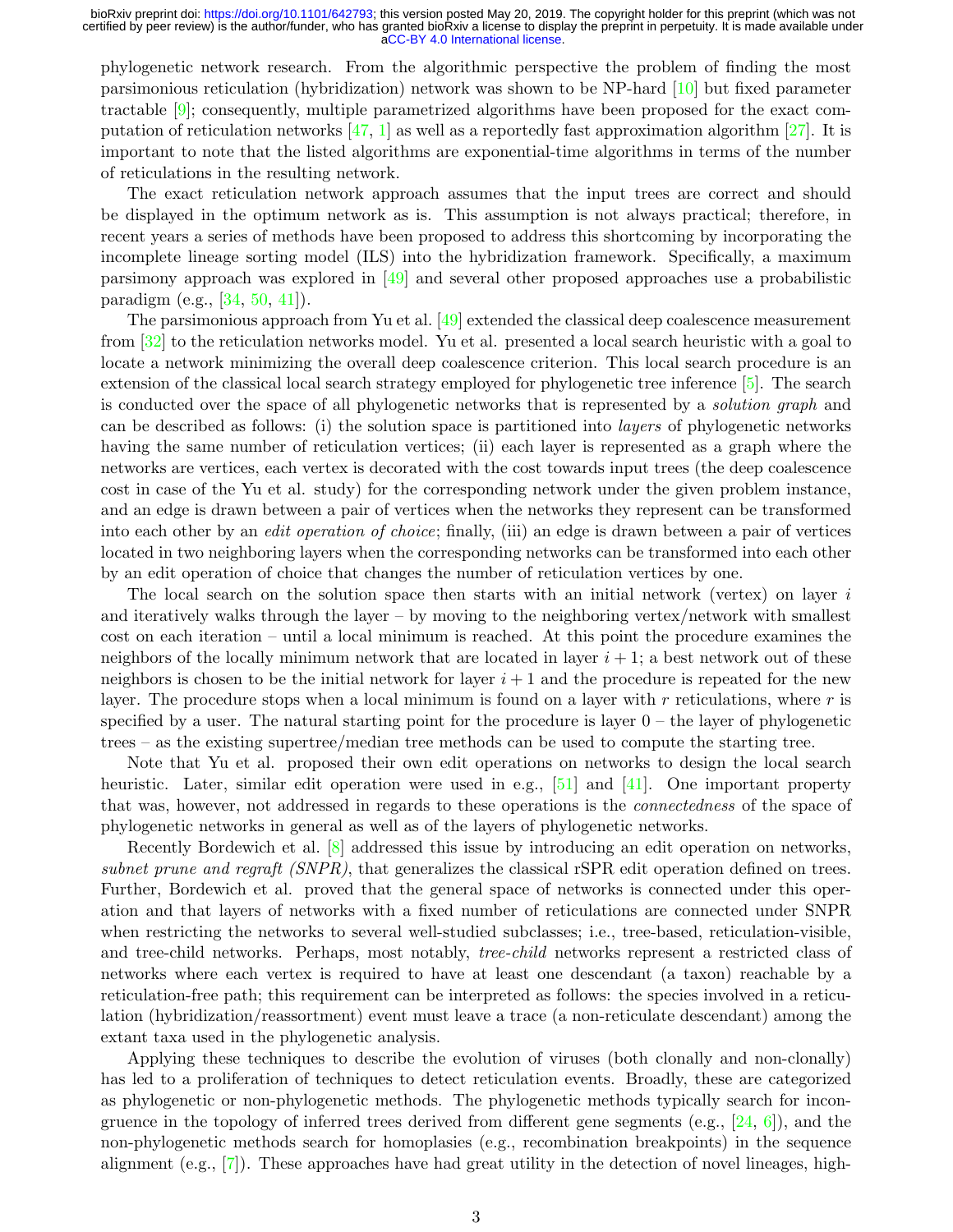phylogenetic network research. From the algorithmic perspective the problem of finding the most parsimonious reticulation (hybridization) network was shown to be NP-hard [10] but fixed parameter tractable [9]; consequently, multiple parametrized algorithms have been proposed for the exact computation of reticulation networks [47, 1] as well as a reportedly fast approximation algorithm [27]. It is important to note that the listed algorithms are exponential-time algorithms in terms of the number of reticulations in the resulting network.

The exact reticulation network approach assumes that the input trees are correct and should be displayed in the optimum network as is. This assumption is not always practical; therefore, in recent years a series of methods have been proposed to address this shortcoming by incorporating the incomplete lineage sorting model (ILS) into the hybridization framework. Specifically, a maximum parsimony approach was explored in [49] and several other proposed approaches use a probabilistic paradigm (e.g., [34, 50, 41]).

The parsimonious approach from Yu et al. [49] extended the classical deep coalescence measurement from [32] to the reticulation networks model. Yu et al. presented a local search heuristic with a goal to locate a network minimizing the overall deep coalescence criterion. This local search procedure is an extension of the classical local search strategy employed for phylogenetic tree inference [5]. The search is conducted over the space of all phylogenetic networks that is represented by a *solution graph* and can be described as follows: (i) the solution space is partitioned into *layers* of phylogenetic networks having the same number of reticulation vertices; (ii) each layer is represented as a graph where the networks are vertices, each vertex is decorated with the cost towards input trees (the deep coalescence cost in case of the Yu et al. study) for the corresponding network under the given problem instance, and an edge is drawn between a pair of vertices when the networks they represent can be transformed into each other by an *edit operation of choice*; finally, (iii) an edge is drawn between a pair of vertices located in two neighboring layers when the corresponding networks can be transformed into each other by an edit operation of choice that changes the number of reticulation vertices by one.

The local search on the solution space then starts with an initial network (vertex) on layer $i$ and iteratively walks through the layer – by moving to the neighboring vertex/network with smallest cost on each iteration – until a local minimum is reached. At this point the procedure examines the neighbors of the locally minimum network that are located in layer $i+1$; a best network out of these neighbors is chosen to be the initial network for layer $i+1$ and the procedure is repeated for the new layer. The procedure stops when a local minimum is found on a layer with $r$ reticulations, where $r$ is specified by a user. The natural starting point for the procedure is layer 0 – the layer of phylogenetic trees – as the existing supertree/median tree methods can be used to compute the starting tree.

Note that Yu et al. proposed their own edit operations on networks to design the local search heuristic. Later, similar edit operation were used in e.g., [51] and [41]. One important property that was, however, not addressed in regards to these operations is the *connectedness* of the space of phylogenetic networks in general as well as of the layers of phylogenetic networks.

Recently Bordewich et al. [8] addressed this issue by introducing an edit operation on networks, *subnet prune and regraft (SNPR)*, that generalizes the classical rSPR edit operation defined on trees. Further, Bordewich et al. proved that the general space of networks is connected under this operation and that layers of networks with a fixed number of reticulations are connected under SNPR when restricting the networks to several well-studied subclasses; i.e., tree-based, reticulation-visible, and tree-child networks. Perhaps, most notably, *tree-child* networks represent a restricted class of networks where each vertex is required to have at least one descendant (a taxon) reachable by a reticulation-free path; this requirement can be interpreted as follows: the species involved in a reticulation (hybridization/reassortment) event must leave a trace (a non-reticulate descendant) among the extant taxa used in the phylogenetic analysis.

Applying these techniques to describe the evolution of viruses (both clonally and non-clonally) has led to a proliferation of techniques to detect reticulation events. Broadly, these are categorized as phylogenetic or non-phylogenetic methods. The phylogenetic methods typically search for incongruence in the topology of inferred trees derived from different gene segments (e.g., [24, 6]), and the non-phylogenetic methods search for homoplasies (e.g., recombination breakpoints) in the sequence alignment (e.g., [7]). These approaches have had great utility in the detection of novel lineages, high-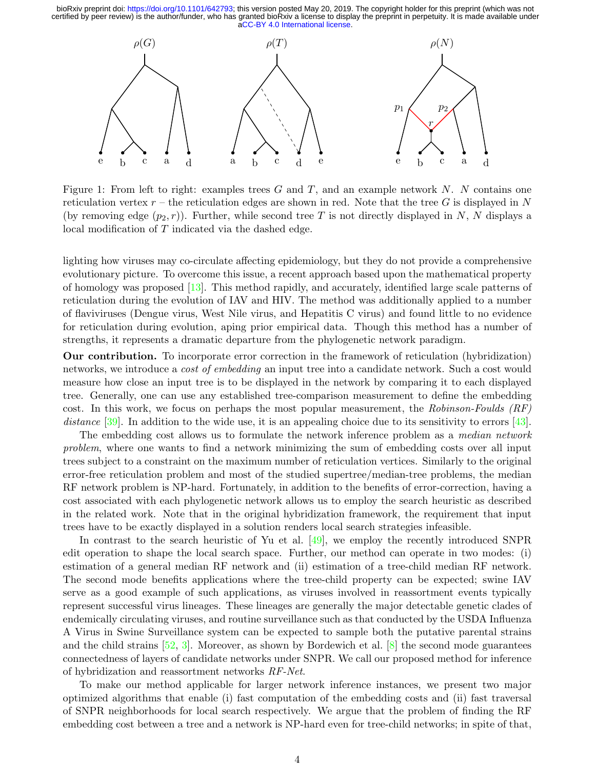Figure 1: From left to right: examples trees $G$ and $T$, and an example network $N$. $N$ contains one reticulation vertex $r$ – the reticulation edges are shown in red. Note that the tree $G$ is displayed in $N$ (by removing edge $(p_2, r)$). Further, while second tree $T$ is not directly displayed in $N$, $N$ displays a local modification of $T$ indicated via the dashed edge.

lighting how viruses may co-circulate affecting epidemiology, but they do not provide a comprehensive evolutionary picture. To overcome this issue, a recent approach based upon the mathematical property of homology was proposed [13]. This method rapidly, and accurately, identified large scale patterns of reticulation during the evolution of IAV and HIV. The method was additionally applied to a number of flaviviruses (Dengue virus, West Nile virus, and Hepatitis C virus) and found little to no evidence for reticulation during evolution, aping prior empirical data. Though this method has a number of strengths, it represents a dramatic departure from the phylogenetic network paradigm.

**Our contribution.** To incorporate error correction in the framework of reticulation (hybridization) networks, we introduce a *cost of embedding* an input tree into a candidate network. Such a cost would measure how close an input tree is to be displayed in the network by comparing it to each displayed tree. Generally, one can use any established tree-comparison measurement to define the embedding cost. In this work, we focus on perhaps the most popular measurement, the *Robinson-Foulds (RF) distance* [39]. In addition to the wide use, it is an appealing choice due to its sensitivity to errors [43].

The embedding cost allows us to formulate the network inference problem as a *median network problem*, where one wants to find a network minimizing the sum of embedding costs over all input trees subject to a constraint on the maximum number of reticulation vertices. Similarly to the original error-free reticulation problem and most of the studied supertree/median-tree problems, the median RF network problem is NP-hard. Fortunately, in addition to the benefits of error-correction, having a cost associated with each phylogenetic network allows us to employ the search heuristic as described in the related work. Note that in the original hybridization framework, the requirement that input trees have to be exactly displayed in a solution renders local search strategies infeasible.

In contrast to the search heuristic of Yu et al. [49], we employ the recently introduced SNPR edit operation to shape the local search space. Further, our method can operate in two modes: (i) estimation of a general median RF network and (ii) estimation of a tree-child median RF network. The second mode benefits applications where the tree-child property can be expected; swine IAV serve as a good example of such applications, as viruses involved in reassortment events typically represent successful virus lineages. These lineages are generally the major detectable genetic clades of endemically circulating viruses, and routine surveillance such as that conducted by the USDA Influenza A Virus in Swine Surveillance system can be expected to sample both the putative parental strains and the child strains [52, 3]. Moreover, as shown by Bordewich et al. [8] the second mode guarantees connectedness of layers of candidate networks under SNPR. We call our proposed method for inference of hybridization and reassortment networks *RF-Net*.

To make our method applicable for larger network inference instances, we present two major optimized algorithms that enable (i) fast computation of the embedding costs and (ii) fast traversal of SNPR neighborhoods for local search respectively. We argue that the problem of finding the RF embedding cost between a tree and a network is NP-hard even for tree-child networks; in spite of that,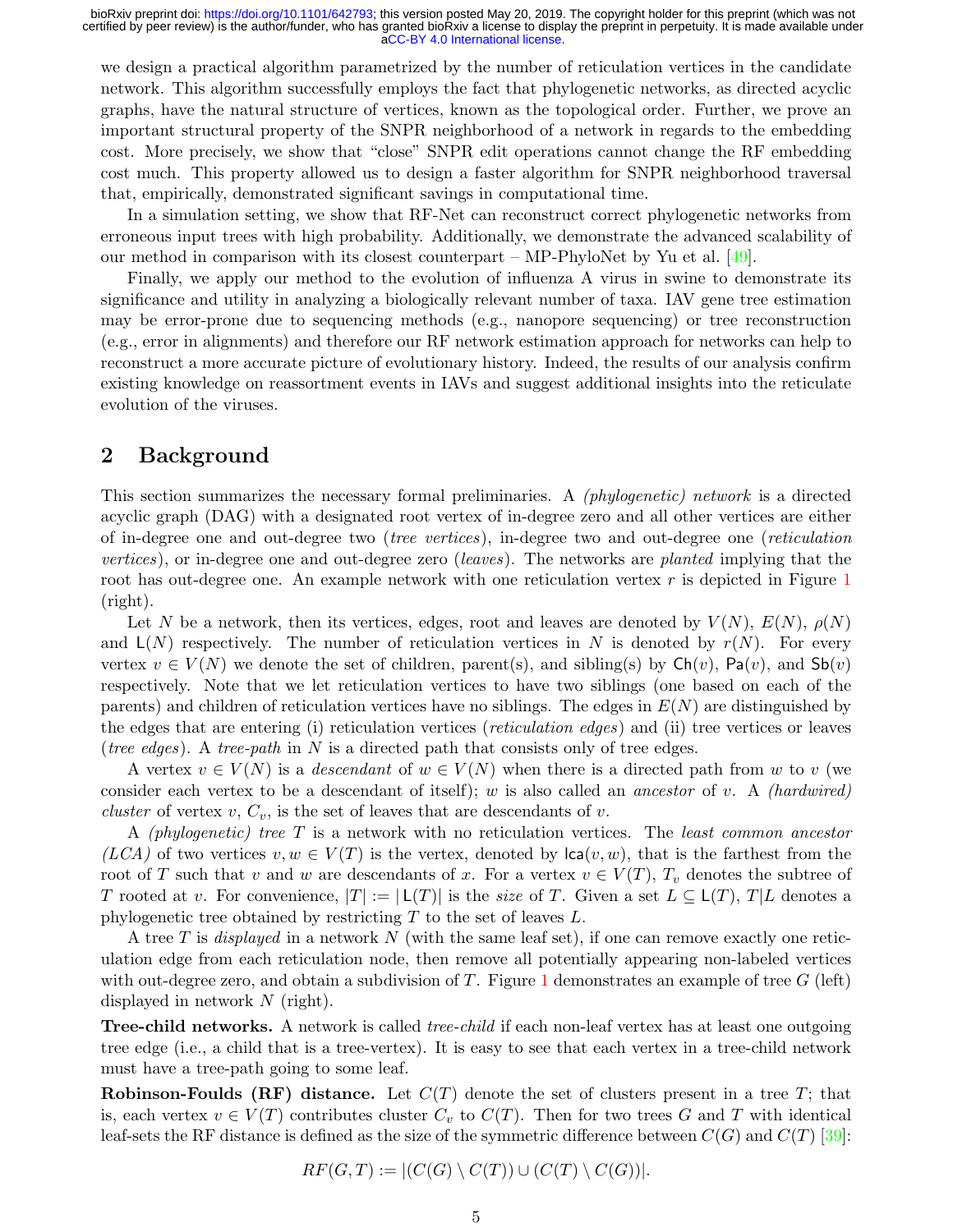we design a practical algorithm parametrized by the number of reticulation vertices in the candidate network. This algorithm successfully employs the fact that phylogenetic networks, as directed acyclic graphs, have the natural structure of vertices, known as the topological order. Further, we prove an important structural property of the SNPR neighborhood of a network in regards to the embedding cost. More precisely, we show that "close" SNPR edit operations cannot change the RF embedding cost much. This property allowed us to design a faster algorithm for SNPR neighborhood traversal that, empirically, demonstrated significant savings in computational time.

In a simulation setting, we show that RF-Net can reconstruct correct phylogenetic networks from erroneous input trees with high probability. Additionally, we demonstrate the advanced scalability of our method in comparison with its closest counterpart – MP-PhyloNet by Yu et al. [49].

Finally, we apply our method to the evolution of influenza A virus in swine to demonstrate its significance and utility in analyzing a biologically relevant number of taxa. IAV gene tree estimation may be error-prone due to sequencing methods (e.g., nanopore sequencing) or tree reconstruction (e.g., error in alignments) and therefore our RF network estimation approach for networks can help to reconstruct a more accurate picture of evolutionary history. Indeed, the results of our analysis confirm existing knowledge on reassortment events in IAVs and suggest additional insights into the reticulate evolution of the viruses.

## 2 Background

This section summarizes the necessary formal preliminaries. A *(phylogenetic) network* is a directed acyclic graph (DAG) with a designated root vertex of in-degree zero and all other vertices are either of in-degree one and out-degree two (*tree vertices*), in-degree two and out-degree one (*reticulation vertices*), or in-degree one and out-degree zero (*leaves*). The networks are *planted* implying that the root has out-degree one. An example network with one reticulation vertex $r$ is depicted in Figure 1 (right).

Let $N$ be a network, then its vertices, edges, root and leaves are denoted by $V(N)$, $E(N)$, $\rho(N)$ and $\mathsf{L}(N)$ respectively. The number of reticulation vertices in $N$ is denoted by $r(N)$. For every vertex $v \in V(N)$ we denote the set of children, parent(s), and sibling(s) by $\mathsf{Ch}(v)$, $\mathsf{Pa}(v)$, and $\mathsf{Sb}(v)$ respectively. Note that we let reticulation vertices to have two siblings (one based on each of the parents) and children of reticulation vertices have no siblings. The edges in $E(N)$ are distinguished by the edges that are entering (i) reticulation vertices (*reticulation edges*) and (ii) tree vertices or leaves (*tree edges*). A *tree-path* in $N$ is a directed path that consists only of tree edges.

A vertex $v \in V(N)$ is a *descendant* of $w \in V(N)$ when there is a directed path from $w$ to $v$ (we consider each vertex to be a descendant of itself); $w$ is also called an *ancestor* of $v$. A *(hardwired) cluster* of vertex $v$, $C_v$, is the set of leaves that are descendants of $v$.

A *(phylogenetic) tree* $T$ is a network with no reticulation vertices. The *least common ancestor (LCA)* of two vertices $v, w \in V(T)$ is the vertex, denoted by $\mathsf{lca}(v, w)$, that is the farthest from the root of $T$ such that $v$ and $w$ are descendants of $x$. For a vertex $v \in V(T)$, $T_v$ denotes the subtree of $T$ rooted at $v$. For convenience, $|T| := |\mathsf{L}(T)|$ is the *size* of $T$. Given a set $L \subseteq \mathsf{L}(T)$, $T|L$ denotes a phylogenetic tree obtained by restricting $T$ to the set of leaves $L$.

A tree $T$ is *displayed* in a network $N$ (with the same leaf set), if one can remove exactly one reticulation edge from each reticulation node, then remove all potentially appearing non-labeled vertices with out-degree zero, and obtain a subdivision of $T$. Figure 1 demonstrates an example of tree $G$ (left) displayed in network $N$ (right).

**Tree-child networks.** A network is called *tree-child* if each non-leaf vertex has at least one outgoing tree edge (i.e., a child that is a tree-vertex). It is easy to see that each vertex in a tree-child network must have a tree-path going to some leaf.

**Robinson-Foulds (RF) distance.** Let $C(T)$ denote the set of clusters present in a tree $T$; that is, each vertex $v \in V(T)$ contributes cluster $C_v$ to $C(T)$. Then for two trees $G$ and $T$ with identical leaf-sets the RF distance is defined as the size of the symmetric difference between $C(G)$ and $C(T)$ [39]:

$$RF(G, T) := |(C(G) \setminus C(T)) \cup (C(T) \setminus C(G))|.$$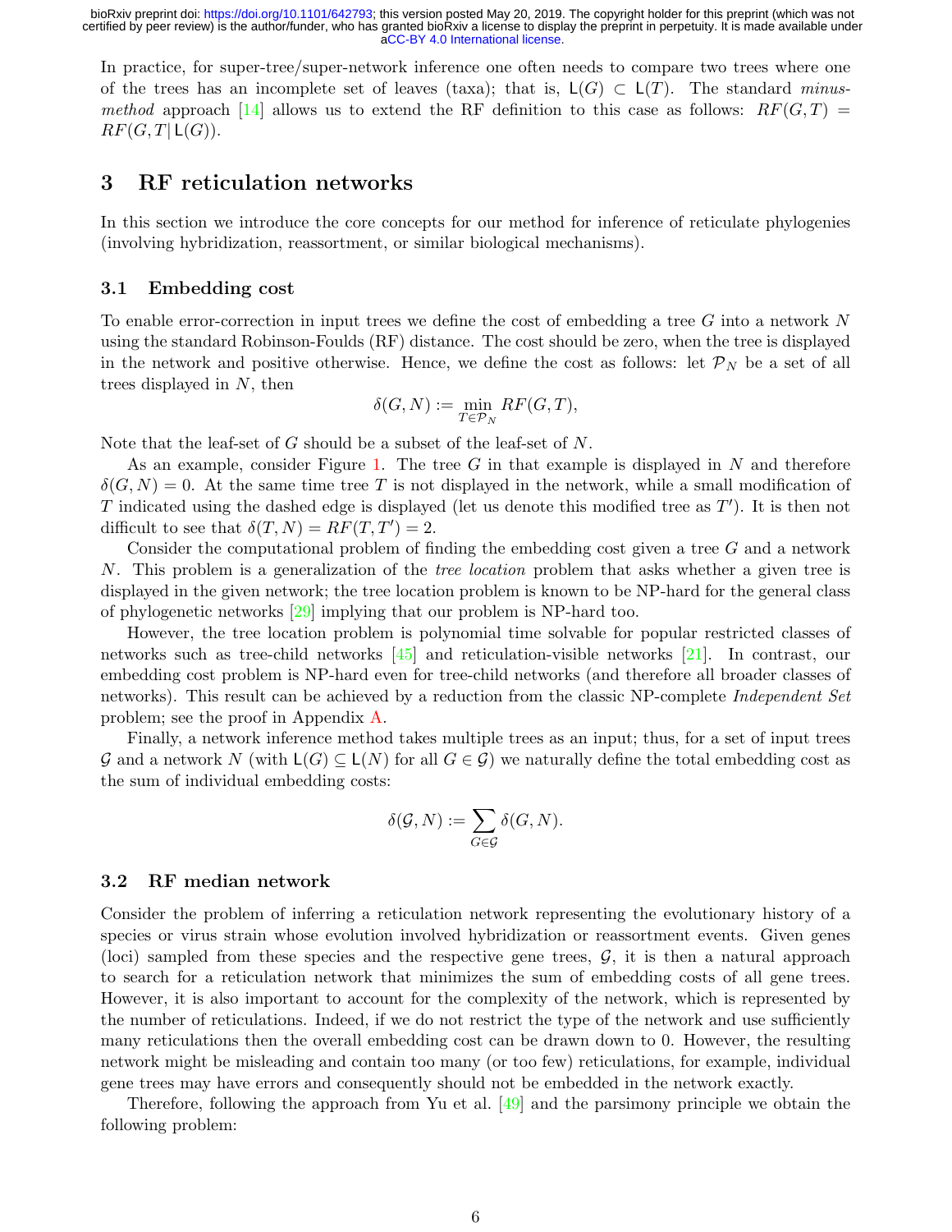In practice, for super-tree/super-network inference one often needs to compare two trees where one of the trees has an incomplete set of leaves (taxa); that is, $\mathsf{L}(G) \subset \mathsf{L}(T)$. The standard *minus-method* approach [14] allows us to extend the RF definition to this case as follows: $RF(G,T) = RF(G,T|\,\mathsf{L}(G))$.

## 3 RF reticulation networks

In this section we introduce the core concepts for our method for inference of reticulate phylogenies (involving hybridization, reassortment, or similar biological mechanisms).

### 3.1 Embedding cost

To enable error-correction in input trees we define the cost of embedding a tree $G$ into a network $N$ using the standard Robinson-Foulds (RF) distance. The cost should be zero, when the tree is displayed in the network and positive otherwise. Hence, we define the cost as follows: let $\mathcal{P}_N$ be a set of all trees displayed in $N$, then

$$\delta(G,N) := \min_{T \in \mathcal{P}_N} RF(G,T),$$

Note that the leaf-set of $G$ should be a subset of the leaf-set of $N$.

As an example, consider Figure 1. The tree $G$ in that example is displayed in $N$ and therefore $\delta(G,N) = 0$. At the same time tree $T$ is not displayed in the network, while a small modification of $T$ indicated using the dashed edge is displayed (let us denote this modified tree as $T'$). It is then not difficult to see that $\delta(T,N) = RF(T,T') = 2$.

Consider the computational problem of finding the embedding cost given a tree $G$ and a network $N$. This problem is a generalization of the *tree location* problem that asks whether a given tree is displayed in the given network; the tree location problem is known to be NP-hard for the general class of phylogenetic networks [29] implying that our problem is NP-hard too.

However, the tree location problem is polynomial time solvable for popular restricted classes of networks such as tree-child networks [45] and reticulation-visible networks [21]. In contrast, our embedding cost problem is NP-hard even for tree-child networks (and therefore all broader classes of networks). This result can be achieved by a reduction from the classic NP-complete *Independent Set* problem; see the proof in Appendix A.

Finally, a network inference method takes multiple trees as an input; thus, for a set of input trees $\mathcal{G}$ and a network $N$ (with $\mathsf{L}(G) \subseteq \mathsf{L}(N)$ for all $G \in \mathcal{G}$) we naturally define the total embedding cost as the sum of individual embedding costs:

$$\delta(\mathcal{G},N) := \sum_{G \in \mathcal{G}} \delta(G,N).$$

### 3.2 RF median network

Consider the problem of inferring a reticulation network representing the evolutionary history of a species or virus strain whose evolution involved hybridization or reassortment events. Given genes (loci) sampled from these species and the respective gene trees, $\mathcal{G}$, it is then a natural approach to search for a reticulation network that minimizes the sum of embedding costs of all gene trees. However, it is also important to account for the complexity of the network, which is represented by the number of reticulations. Indeed, if we do not restrict the type of the network and use sufficiently many reticulations then the overall embedding cost can be drawn down to 0. However, the resulting network might be misleading and contain too many (or too few) reticulations, for example, individual gene trees may have errors and consequently should not be embedded in the network exactly.

Therefore, following the approach from Yu et al. [49] and the parsimony principle we obtain the following problem: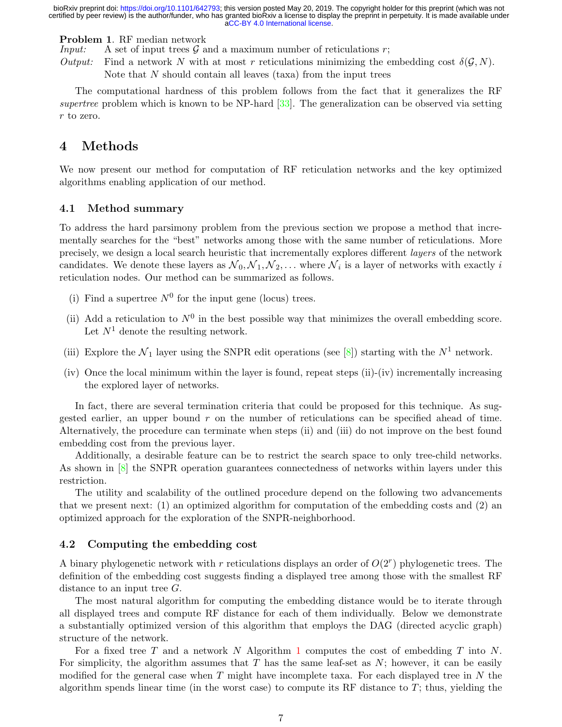**Problem 1**. RF median network

*Input:* A set of input trees $\mathcal{G}$ and a maximum number of reticulations $r$;

*Output:* Find a network $N$ with at most $r$ reticulations minimizing the embedding cost $\delta(\mathcal{G}, N)$. Note that $N$ should contain all leaves (taxa) from the input trees

The computational hardness of this problem follows from the fact that it generalizes the RF *supertree* problem which is known to be NP-hard [33]. The generalization can be observed via setting $r$ to zero.

# 4 Methods

We now present our method for computation of RF reticulation networks and the key optimized algorithms enabling application of our method.

## 4.1 Method summary

To address the hard parsimony problem from the previous section we propose a method that incrementally searches for the "best" networks among those with the same number of reticulations. More precisely, we design a local search heuristic that incrementally explores different *layers* of the network candidates. We denote these layers as $\mathcal{N}_0, \mathcal{N}_1, \mathcal{N}_2, \ldots$ where $\mathcal{N}_i$ is a layer of networks with exactly $i$ reticulation nodes. Our method can be summarized as follows.

(i) Find a supertree $N^0$ for the input gene (locus) trees.

(ii) Add a reticulation to $N^0$ in the best possible way that minimizes the overall embedding score. Let $N^1$ denote the resulting network.

(iii) Explore the $\mathcal{N}_1$ layer using the SNPR edit operations (see [8]) starting with the $N^1$ network.

(iv) Once the local minimum within the layer is found, repeat steps (ii)-(iv) incrementally increasing the explored layer of networks.

In fact, there are several termination criteria that could be proposed for this technique. As suggested earlier, an upper bound $r$ on the number of reticulations can be specified ahead of time. Alternatively, the procedure can terminate when steps (ii) and (iii) do not improve on the best found embedding cost from the previous layer.

Additionally, a desirable feature can be to restrict the search space to only tree-child networks. As shown in [8] the SNPR operation guarantees connectedness of networks within layers under this restriction.

The utility and scalability of the outlined procedure depend on the following two advancements that we present next: (1) an optimized algorithm for computation of the embedding costs and (2) an optimized approach for the exploration of the SNPR-neighborhood.

## 4.2 Computing the embedding cost

A binary phylogenetic network with $r$ reticulations displays an order of $O(2^r)$ phylogenetic trees. The definition of the embedding cost suggests finding a displayed tree among those with the smallest RF distance to an input tree $G$.

The most natural algorithm for computing the embedding distance would be to iterate through all displayed trees and compute RF distance for each of them individually. Below we demonstrate a substantially optimized version of this algorithm that employs the DAG (directed acyclic graph) structure of the network.

For a fixed tree $T$ and a network $N$ Algorithm 1 computes the cost of embedding $T$ into $N$. For simplicity, the algorithm assumes that $T$ has the same leaf-set as $N$; however, it can be easily modified for the general case when $T$ might have incomplete taxa. For each displayed tree in $N$ the algorithm spends linear time (in the worst case) to compute its RF distance to $T$; thus, yielding the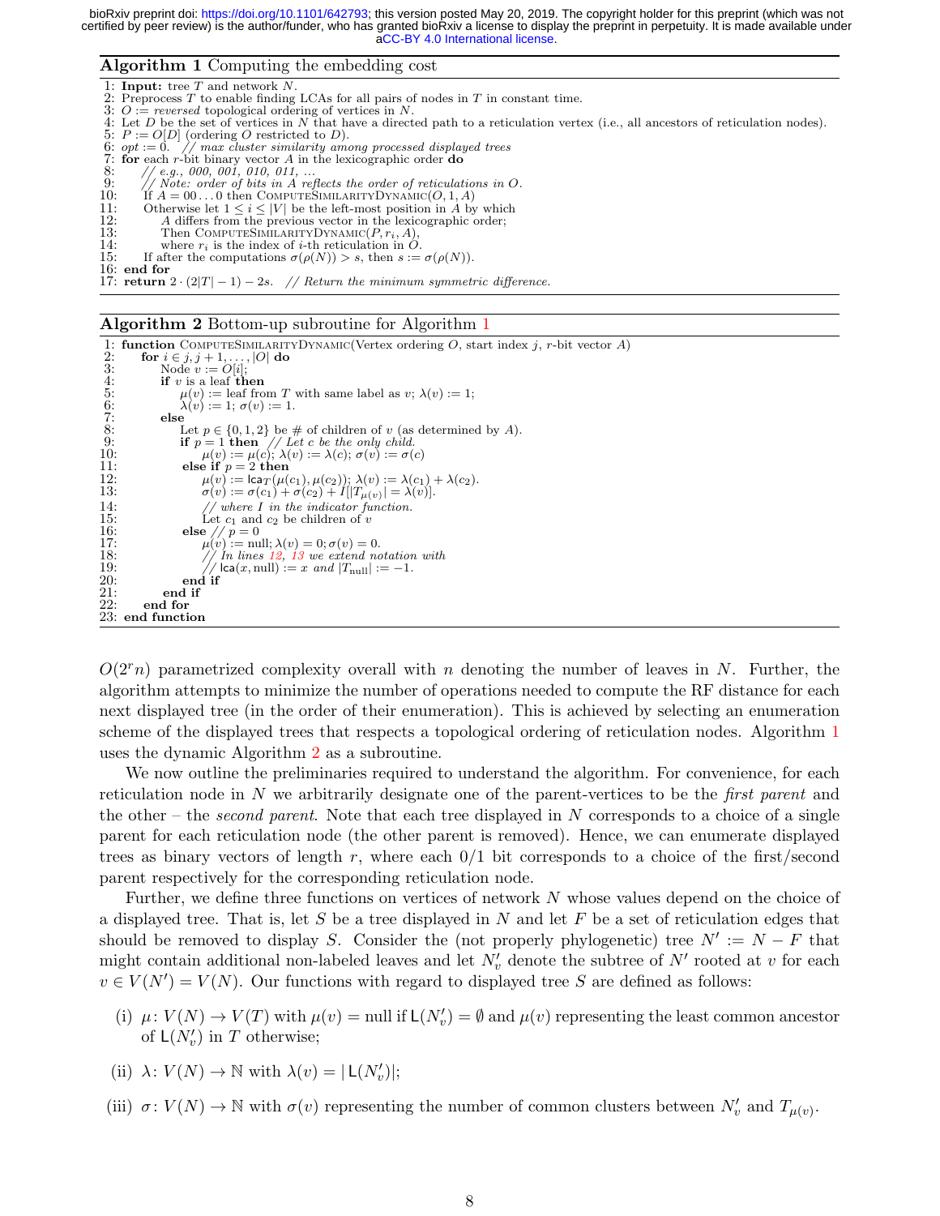**Algorithm 1** Computing the embedding cost

```
1: Input: tree T and network N.
2: Preprocess T to enable finding LCAs for all pairs of nodes in T in constant time.
3: O := reversed topological ordering of vertices in N.
4: Let D be the set of vertices in N that have a directed path to a reticulation vertex (i.e., all ancestors of reticulation nodes).
5: P := O[D] (ordering O restricted to D).
6: opt := 0.  // max cluster similarity among processed displayed trees
7: for each r-bit binary vector A in the lexicographic order do
8:     // e.g., 000, 001, 010, 011, ...
9:     // Note: order of bits in A reflects the order of reticulations in O.
10:    If A = 00...0 then ComputeSimilarityDynamic(O, 1, A)
11:    Otherwise let 1 ≤ i ≤ |V| be the left-most position in A by which
12:        A differs from the previous vector in the lexicographic order;
13:        Then ComputeSimilarityDynamic(P, r_i, A),
14:        where r_i is the index of i-th reticulation in O.
15:    If after the computations σ(ρ(N)) > s, then s := σ(ρ(N)).
16: end for
17: return 2 · (2|T| − 1) − 2s.  // Return the minimum symmetric difference.
```

**Algorithm 2** Bottom-up subroutine for Algorithm 1

```
1: function ComputeSimilarityDynamic(Vertex ordering O, start index j, r-bit vector A)
2:     for i ∈ j, j+1, ..., |O| do
3:         Node v := O[i];
4:         if v is a leaf then
5:             μ(v) := leaf from T with same label as v; λ(v) := 1;
6:             λ(v) := 1; σ(v) := 1.
7:         else
8:             Let p ∈ {0, 1, 2} be # of children of v (as determined by A).
9:             if p = 1 then  // Let c be the only child.
10:                μ(v) := μ(c); λ(v) := λ(c); σ(v) := σ(c)
11:            else if p = 2 then
12:                μ(v) := lca_T(μ(c1), μ(c2)); λ(v) := λ(c1) + λ(c2).
13:                σ(v) := σ(c1) + σ(c2) + I[|T_μ(v)| = λ(v)].
14:                // where I in the indicator function.
15:                Let c1 and c2 be children of v
16:            else // p = 0
17:                μ(v) := null; λ(v) = 0; σ(v) = 0.
18:                // In lines 12, 13 we extend notation with
19:                // lca(x, null) := x and |T_null| := −1.
20:            end if
21:        end if
22:    end for
23: end function
```

$O(2^r n)$ parametrized complexity overall with $n$ denoting the number of leaves in $N$. Further, the algorithm attempts to minimize the number of operations needed to compute the RF distance for each next displayed tree (in the order of their enumeration). This is achieved by selecting an enumeration scheme of the displayed trees that respects a topological ordering of reticulation nodes. Algorithm 1 uses the dynamic Algorithm 2 as a subroutine.

We now outline the preliminaries required to understand the algorithm. For convenience, for each reticulation node in $N$ we arbitrarily designate one of the parent-vertices to be the *first parent* and the other – the *second parent*. Note that each tree displayed in $N$ corresponds to a choice of a single parent for each reticulation node (the other parent is removed). Hence, we can enumerate displayed trees as binary vectors of length $r$, where each 0/1 bit corresponds to a choice of the first/second parent respectively for the corresponding reticulation node.

Further, we define three functions on vertices of network $N$ whose values depend on the choice of a displayed tree. That is, let $S$ be a tree displayed in $N$ and let $F$ be a set of reticulation edges that should be removed to display $S$. Consider the (not properly phylogenetic) tree $N' := N - F$ that might contain additional non-labeled leaves and let $N'_v$ denote the subtree of $N'$ rooted at $v$ for each $v \in V(N') = V(N)$. Our functions with regard to displayed tree $S$ are defined as follows:

(i) $\mu\colon V(N) \to V(T)$ with $\mu(v) = \text{null}$ if $\mathsf{L}(N'_v) = \emptyset$ and $\mu(v)$ representing the least common ancestor of $\mathsf{L}(N'_v)$ in $T$ otherwise;

(ii) $\lambda\colon V(N) \to \mathbb{N}$ with $\lambda(v) = |\,\mathsf{L}(N'_v)|$;

(iii) $\sigma\colon V(N) \to \mathbb{N}$ with $\sigma(v)$ representing the number of common clusters between $N'_v$ and $T_{\mu(v)}$.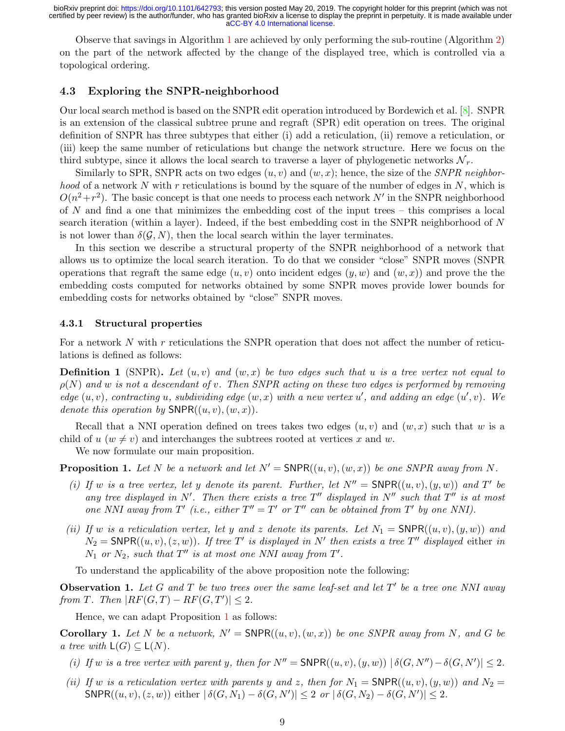Observe that savings in Algorithm 1 are achieved by only performing the sub-routine (Algorithm 2) on the part of the network affected by the change of the displayed tree, which is controlled via a topological ordering.

### 4.3 Exploring the SNPR-neighborhood

Our local search method is based on the SNPR edit operation introduced by Bordewich et al. [8]. SNPR is an extension of the classical subtree prune and regraft (SPR) edit operation on trees. The original definition of SNPR has three subtypes that either (i) add a reticulation, (ii) remove a reticulation, or (iii) keep the same number of reticulations but change the network structure. Here we focus on the third subtype, since it allows the local search to traverse a layer of phylogenetic networks $\mathcal{N}_r$.

Similarly to SPR, SNPR acts on two edges $(u, v)$ and $(w, x)$; hence, the size of the *SNPR neighborhood* of a network $N$ with $r$ reticulations is bound by the square of the number of edges in $N$, which is $O(n^2 + r^2)$. The basic concept is that one needs to process each network $N'$ in the SNPR neighborhood of $N$ and find a one that minimizes the embedding cost of the input trees – this comprises a local search iteration (within a layer). Indeed, if the best embedding cost in the SNPR neighborhood of $N$ is not lower than $\delta(\mathcal{G}, N)$, then the local search within the layer terminates.

In this section we describe a structural property of the SNPR neighborhood of a network that allows us to optimize the local search iteration. To do that we consider "close" SNPR moves (SNPR operations that regraft the same edge $(u, v)$ onto incident edges $(y, w)$ and $(w, x)$) and prove the the embedding costs computed for networks obtained by some SNPR moves provide lower bounds for embedding costs for networks obtained by "close" SNPR moves.

#### 4.3.1 Structural properties

For a network $N$ with $r$ reticulations the SNPR operation that does not affect the number of reticulations is defined as follows:

**Definition 1** (SNPR)**.** *Let $(u, v)$ and $(w, x)$ be two edges such that $u$ is a tree vertex not equal to $\rho(N)$ and $w$ is not a descendant of $v$. Then SNPR acting on these two edges is performed by removing edge $(u, v)$, contracting $u$, subdividing edge $(w, x)$ with a new vertex $u'$, and adding an edge $(u', v)$. We denote this operation by $\mathsf{SNPR}((u, v), (w, x))$.*

Recall that a NNI operation defined on trees takes two edges $(u, v)$ and $(w, x)$ such that $w$ is a child of $u$ ($w \neq v$) and interchanges the subtrees rooted at vertices $x$ and $w$.

We now formulate our main proposition.

**Proposition 1.** *Let $N$ be a network and let $N' = \mathsf{SNPR}((u, v), (w, x))$ be one SNPR away from $N$.*

*(i) If $w$ is a tree vertex, let $y$ denote its parent. Further, let $N'' = \mathsf{SNPR}((u, v), (y, w))$ and $T'$ be any tree displayed in $N'$. Then there exists a tree $T''$ displayed in $N''$ such that $T''$ is at most one NNI away from $T'$ (i.e., either $T'' = T'$ or $T''$ can be obtained from $T'$ by one NNI).*

*(ii) If $w$ is a reticulation vertex, let $y$ and $z$ denote its parents. Let $N_1 = \mathsf{SNPR}((u, v), (y, w))$ and $N_2 = \mathsf{SNPR}((u, v), (z, w))$. If tree $T'$ is displayed in $N'$ then exists a tree $T''$ displayed* either *in $N_1$ or $N_2$, such that $T''$ is at most one NNI away from $T'$.*

To understand the applicability of the above proposition note the following:

**Observation 1.** *Let $G$ and $T$ be two trees over the same leaf-set and let $T'$ be a tree one NNI away from $T$. Then $|RF(G, T) - RF(G, T')| \leq 2$.*

Hence, we can adapt Proposition 1 as follows:

**Corollary 1.** *Let $N$ be a network, $N' = \mathsf{SNPR}((u, v), (w, x))$ be one SNPR away from $N$, and $G$ be a tree with $\mathsf{L}(G) \subseteq \mathsf{L}(N)$.*

*(i) If $w$ is a tree vertex with parent $y$, then for $N'' = \mathsf{SNPR}((u, v), (y, w))$ $|\,\delta(G, N'') - \delta(G, N')| \leq 2$.*

*(ii) If $w$ is a reticulation vertex with parents $y$ and $z$, then for $N_1 = \mathsf{SNPR}((u, v), (y, w))$ and $N_2 = \mathsf{SNPR}((u, v), (z, w))$* either *$|\,\delta(G, N_1) - \delta(G, N')| \leq 2$ or $|\,\delta(G, N_2) - \delta(G, N')| \leq 2$.*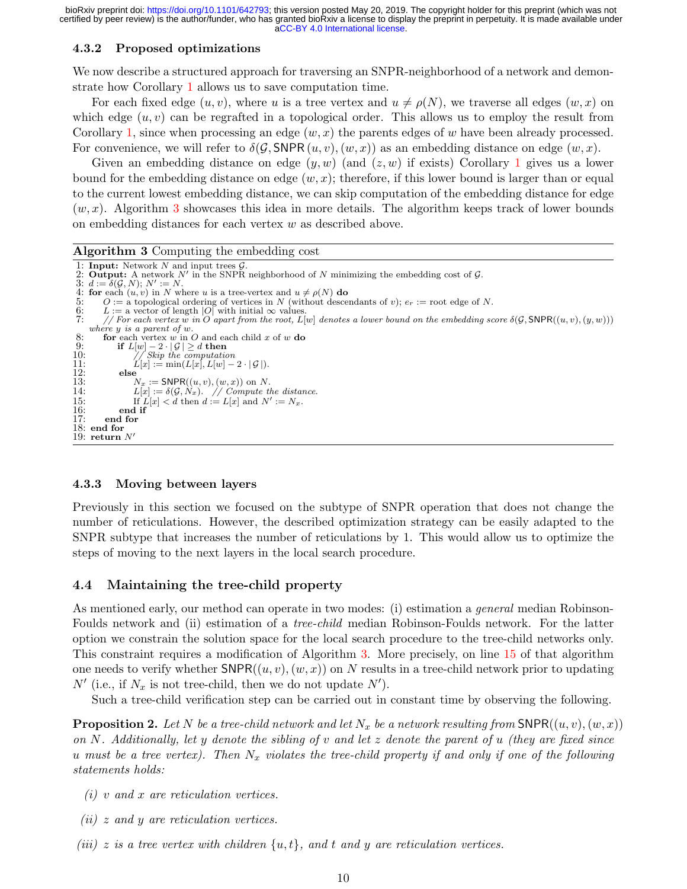### 4.3.2 Proposed optimizations

We now describe a structured approach for traversing an SNPR-neighborhood of a network and demonstrate how Corollary 1 allows us to save computation time.

For each fixed edge $(u, v)$, where $u$ is a tree vertex and $u \neq \rho(N)$, we traverse all edges $(w, x)$ on which edge $(u, v)$ can be regrafted in a topological order. This allows us to employ the result from Corollary 1, since when processing an edge $(w, x)$ the parents edges of $w$ have been already processed. For convenience, we will refer to $\delta(\mathcal{G}, \mathsf{SNPR}\,(u, v), (w, x))$ as an embedding distance on edge $(w, x)$.

Given an embedding distance on edge $(y, w)$ (and $(z, w)$ if exists) Corollary 1 gives us a lower bound for the embedding distance on edge $(w, x)$; therefore, if this lower bound is larger than or equal to the current lowest embedding distance, we can skip computation of the embedding distance for edge $(w, x)$. Algorithm 3 showcases this idea in more details. The algorithm keeps track of lower bounds on embedding distances for each vertex $w$ as described above.

**Algorithm 3** Computing the embedding cost

```
1: Input: Network N and input trees G.
2: Output: A network N' in the SNPR neighborhood of N minimizing the embedding cost of G.
3: d := δ(G, N); N' := N.
4: for each (u, v) in N where u is a tree-vertex and u ≠ ρ(N) do
5:     O := a topological ordering of vertices in N (without descendants of v); e_r := root edge of N.
6:     L := a vector of length |O| with initial ∞ values.
7:     // For each vertex w in O apart from the root, L[w] denotes a lower bound on the embedding score δ(G, SNPR((u, v), (y, w)))
       where y is a parent of w.
8:     for each vertex w in O and each child x of w do
9:         if L[w] − 2 · |G| ≥ d then
10:            // Skip the computation
11:            L[x] := min(L[x], L[w] − 2 · |G|).
12:        else
13:            N_x := SNPR((u, v), (w, x)) on N.
14:            L[x] := δ(G, N_x).   // Compute the distance.
15:            If L[x] < d then d := L[x] and N' := N_x.
16:        end if
17:    end for
18: end for
19: return N'
```

### 4.3.3 Moving between layers

Previously in this section we focused on the subtype of SNPR operation that does not change the number of reticulations. However, the described optimization strategy can be easily adapted to the SNPR subtype that increases the number of reticulations by 1. This would allow us to optimize the steps of moving to the next layers in the local search procedure.

## 4.4 Maintaining the tree-child property

As mentioned early, our method can operate in two modes: (i) estimation a *general* median Robinson-Foulds network and (ii) estimation of a *tree-child* median Robinson-Foulds network. For the latter option we constrain the solution space for the local search procedure to the tree-child networks only. This constraint requires a modification of Algorithm 3. More precisely, on line 15 of that algorithm one needs to verify whether $\mathsf{SNPR}((u, v), (w, x))$ on $N$ results in a tree-child network prior to updating $N'$ (i.e., if $N_x$ is not tree-child, then we do not update $N'$).

Such a tree-child verification step can be carried out in constant time by observing the following.

**Proposition 2.** *Let $N$ be a tree-child network and let $N_x$ be a network resulting from $\mathsf{SNPR}((u, v), (w, x))$ on $N$. Additionally, let $y$ denote the sibling of $v$ and let $z$ denote the parent of $u$ (they are fixed since $u$ must be a tree vertex). Then $N_x$ violates the tree-child property if and only if one of the following statements holds:*

*(i) $v$ and $x$ are reticulation vertices.*

*(ii) $z$ and $y$ are reticulation vertices.*

*(iii) $z$ is a tree vertex with children $\{u, t\}$, and $t$ and $y$ are reticulation vertices.*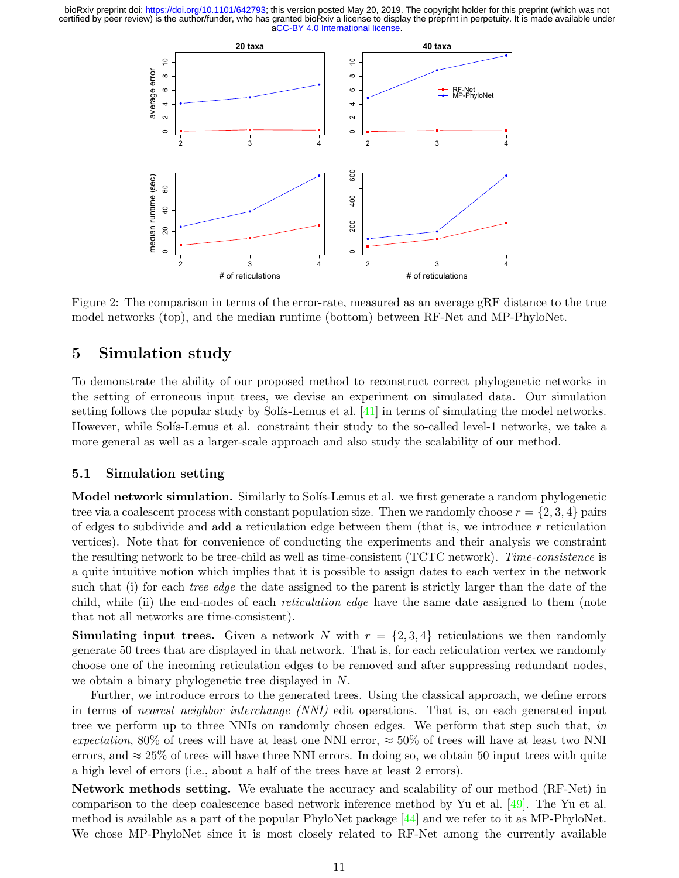Figure 2: The comparison in terms of the error-rate, measured as an average gRF distance to the true model networks (top), and the median runtime (bottom) between RF-Net and MP-PhyloNet.

# 5 Simulation study

To demonstrate the ability of our proposed method to reconstruct correct phylogenetic networks in the setting of erroneous input trees, we devise an experiment on simulated data. Our simulation setting follows the popular study by Solís-Lemus et al. [41] in terms of simulating the model networks. However, while Solís-Lemus et al. constraint their study to the so-called level-1 networks, we take a more general as well as a larger-scale approach and also study the scalability of our method.

## 5.1 Simulation setting

**Model network simulation.** Similarly to Solís-Lemus et al. we first generate a random phylogenetic tree via a coalescent process with constant population size. Then we randomly choose $r = \{2, 3, 4\}$ pairs of edges to subdivide and add a reticulation edge between them (that is, we introduce $r$ reticulation vertices). Note that for convenience of conducting the experiments and their analysis we constraint the resulting network to be tree-child as well as time-consistent (TCTC network). *Time-consistence* is a quite intuitive notion which implies that it is possible to assign dates to each vertex in the network such that (i) for each *tree edge* the date assigned to the parent is strictly larger than the date of the child, while (ii) the end-nodes of each *reticulation edge* have the same date assigned to them (note that not all networks are time-consistent).

**Simulating input trees.** Given a network $N$ with $r = \{2, 3, 4\}$ reticulations we then randomly generate 50 trees that are displayed in that network. That is, for each reticulation vertex we randomly choose one of the incoming reticulation edges to be removed and after suppressing redundant nodes, we obtain a binary phylogenetic tree displayed in $N$.

Further, we introduce errors to the generated trees. Using the classical approach, we define errors in terms of *nearest neighbor interchange (NNI)* edit operations. That is, on each generated input tree we perform up to three NNIs on randomly chosen edges. We perform that step such that, *in expectation*, 80% of trees will have at least one NNI error, $\approx$ 50% of trees will have at least two NNI errors, and $\approx$ 25% of trees will have three NNI errors. In doing so, we obtain 50 input trees with quite a high level of errors (i.e., about a half of the trees have at least 2 errors).

**Network methods setting.** We evaluate the accuracy and scalability of our method (RF-Net) in comparison to the deep coalescence based network inference method by Yu et al. [49]. The Yu et al. method is available as a part of the popular PhyloNet package [44] and we refer to it as MP-PhyloNet. We chose MP-PhyloNet since it is most closely related to RF-Net among the currently available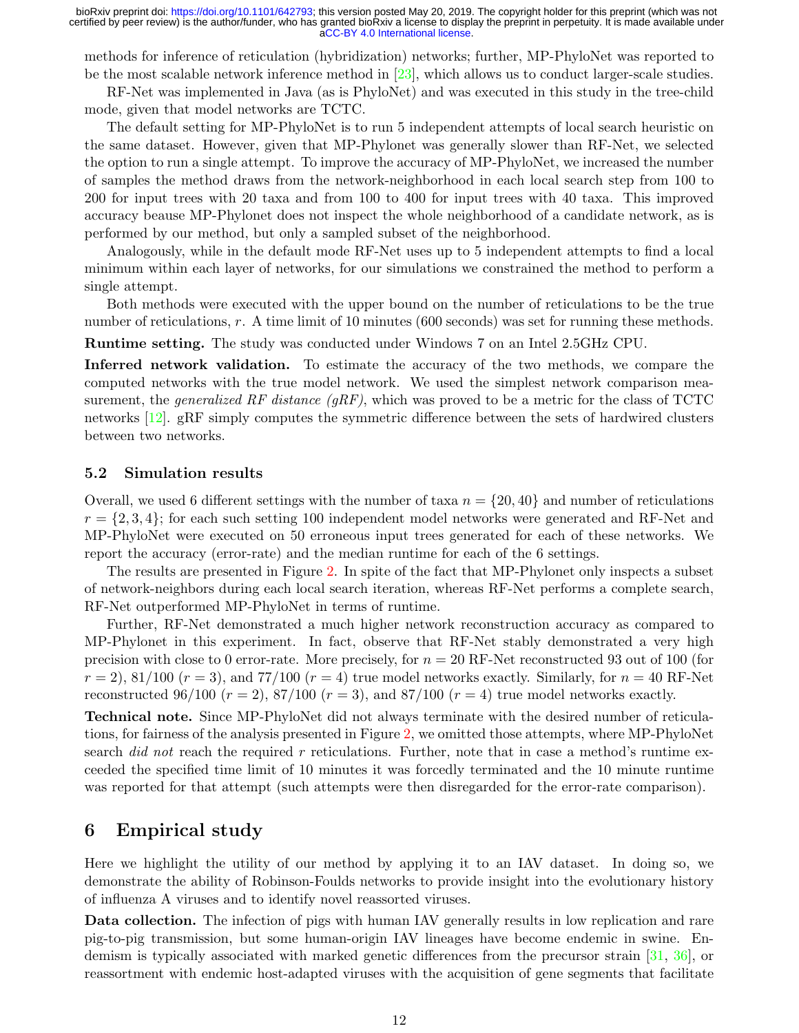methods for inference of reticulation (hybridization) networks; further, MP-PhyloNet was reported to be the most scalable network inference method in [23], which allows us to conduct larger-scale studies.

RF-Net was implemented in Java (as is PhyloNet) and was executed in this study in the tree-child mode, given that model networks are TCTC.

The default setting for MP-PhyloNet is to run 5 independent attempts of local search heuristic on the same dataset. However, given that MP-Phylonet was generally slower than RF-Net, we selected the option to run a single attempt. To improve the accuracy of MP-PhyloNet, we increased the number of samples the method draws from the network-neighborhood in each local search step from 100 to 200 for input trees with 20 taxa and from 100 to 400 for input trees with 40 taxa. This improved accuracy beause MP-Phylonet does not inspect the whole neighborhood of a candidate network, as is performed by our method, but only a sampled subset of the neighborhood.

Analogously, while in the default mode RF-Net uses up to 5 independent attempts to find a local minimum within each layer of networks, for our simulations we constrained the method to perform a single attempt.

Both methods were executed with the upper bound on the number of reticulations to be the true number of reticulations, $r$. A time limit of 10 minutes (600 seconds) was set for running these methods.

**Runtime setting.** The study was conducted under Windows 7 on an Intel 2.5GHz CPU.

**Inferred network validation.** To estimate the accuracy of the two methods, we compare the computed networks with the true model network. We used the simplest network comparison measurement, the *generalized RF distance (gRF)*, which was proved to be a metric for the class of TCTC networks [12]. gRF simply computes the symmetric difference between the sets of hardwired clusters between two networks.

### 5.2 Simulation results

Overall, we used 6 different settings with the number of taxa $n = \{20, 40\}$ and number of reticulations $r = \{2, 3, 4\}$; for each such setting 100 independent model networks were generated and RF-Net and MP-PhyloNet were executed on 50 erroneous input trees generated for each of these networks. We report the accuracy (error-rate) and the median runtime for each of the 6 settings.

The results are presented in Figure 2. In spite of the fact that MP-Phylonet only inspects a subset of network-neighbors during each local search iteration, whereas RF-Net performs a complete search, RF-Net outperformed MP-PhyloNet in terms of runtime.

Further, RF-Net demonstrated a much higher network reconstruction accuracy as compared to MP-Phylonet in this experiment. In fact, observe that RF-Net stably demonstrated a very high precision with close to 0 error-rate. More precisely, for $n = 20$ RF-Net reconstructed 93 out of 100 (for $r = 2$), 81/100 ($r = 3$), and 77/100 ($r = 4$) true model networks exactly. Similarly, for $n = 40$ RF-Net reconstructed 96/100 ($r = 2$), 87/100 ($r = 3$), and 87/100 ($r = 4$) true model networks exactly.

**Technical note.** Since MP-PhyloNet did not always terminate with the desired number of reticulations, for fairness of the analysis presented in Figure 2, we omitted those attempts, where MP-PhyloNet search *did not* reach the required $r$ reticulations. Further, note that in case a method's runtime exceeded the specified time limit of 10 minutes it was forcedly terminated and the 10 minute runtime was reported for that attempt (such attempts were then disregarded for the error-rate comparison).

## 6 Empirical study

Here we highlight the utility of our method by applying it to an IAV dataset. In doing so, we demonstrate the ability of Robinson-Foulds networks to provide insight into the evolutionary history of influenza A viruses and to identify novel reassorted viruses.

**Data collection.** The infection of pigs with human IAV generally results in low replication and rare pig-to-pig transmission, but some human-origin IAV lineages have become endemic in swine. Endemism is typically associated with marked genetic differences from the precursor strain [31, 36], or reassortment with endemic host-adapted viruses with the acquisition of gene segments that facilitate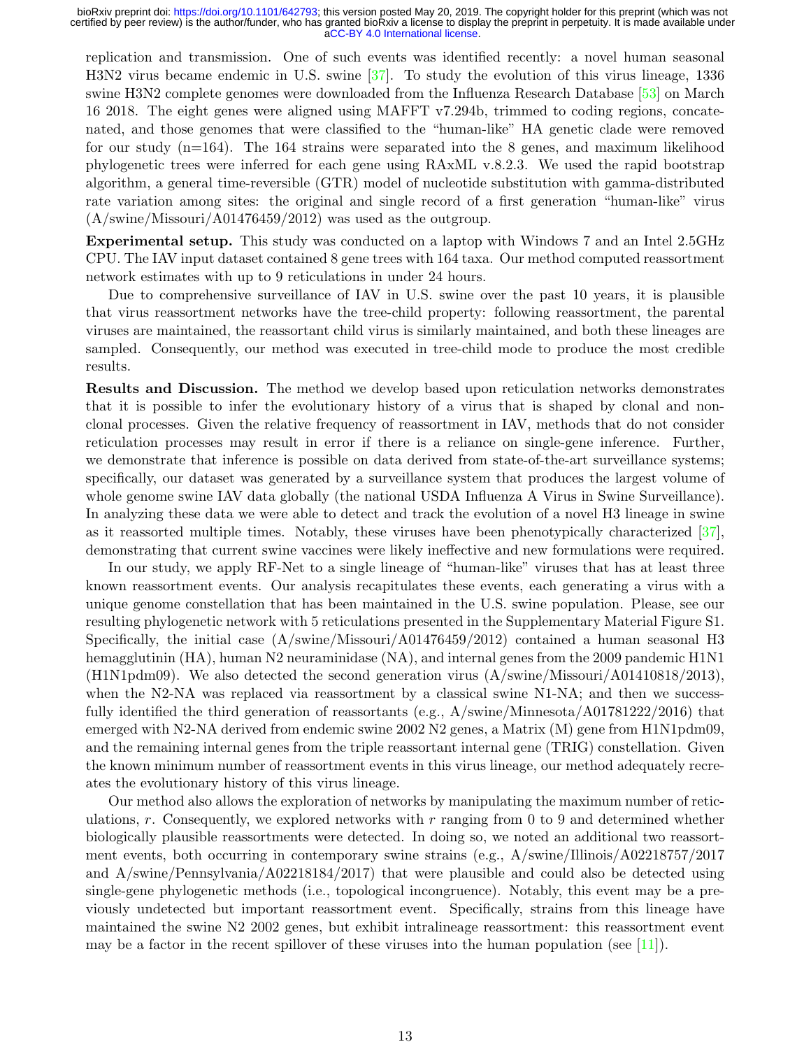replication and transmission. One of such events was identified recently: a novel human seasonal H3N2 virus became endemic in U.S. swine [37]. To study the evolution of this virus lineage, 1336 swine H3N2 complete genomes were downloaded from the Influenza Research Database [53] on March 16 2018. The eight genes were aligned using MAFFT v7.294b, trimmed to coding regions, concatenated, and those genomes that were classified to the "human-like" HA genetic clade were removed for our study (n=164). The 164 strains were separated into the 8 genes, and maximum likelihood phylogenetic trees were inferred for each gene using RAxML v.8.2.3. We used the rapid bootstrap algorithm, a general time-reversible (GTR) model of nucleotide substitution with gamma-distributed rate variation among sites: the original and single record of a first generation "human-like" virus (A/swine/Missouri/A01476459/2012) was used as the outgroup.

**Experimental setup.** This study was conducted on a laptop with Windows 7 and an Intel 2.5GHz CPU. The IAV input dataset contained 8 gene trees with 164 taxa. Our method computed reassortment network estimates with up to 9 reticulations in under 24 hours.

Due to comprehensive surveillance of IAV in U.S. swine over the past 10 years, it is plausible that virus reassortment networks have the tree-child property: following reassortment, the parental viruses are maintained, the reassortant child virus is similarly maintained, and both these lineages are sampled. Consequently, our method was executed in tree-child mode to produce the most credible results.

**Results and Discussion.** The method we develop based upon reticulation networks demonstrates that it is possible to infer the evolutionary history of a virus that is shaped by clonal and non-clonal processes. Given the relative frequency of reassortment in IAV, methods that do not consider reticulation processes may result in error if there is a reliance on single-gene inference. Further, we demonstrate that inference is possible on data derived from state-of-the-art surveillance systems; specifically, our dataset was generated by a surveillance system that produces the largest volume of whole genome swine IAV data globally (the national USDA Influenza A Virus in Swine Surveillance). In analyzing these data we were able to detect and track the evolution of a novel H3 lineage in swine as it reassorted multiple times. Notably, these viruses have been phenotypically characterized [37], demonstrating that current swine vaccines were likely ineffective and new formulations were required.

In our study, we apply RF-Net to a single lineage of "human-like" viruses that has at least three known reassortment events. Our analysis recapitulates these events, each generating a virus with a unique genome constellation that has been maintained in the U.S. swine population. Please, see our resulting phylogenetic network with 5 reticulations presented in the Supplementary Material Figure S1. Specifically, the initial case (A/swine/Missouri/A01476459/2012) contained a human seasonal H3 hemagglutinin (HA), human N2 neuraminidase (NA), and internal genes from the 2009 pandemic H1N1 (H1N1pdm09). We also detected the second generation virus (A/swine/Missouri/A01410818/2013), when the N2-NA was replaced via reassortment by a classical swine N1-NA; and then we successfully identified the third generation of reassortants (e.g., A/swine/Minnesota/A01781222/2016) that emerged with N2-NA derived from endemic swine 2002 N2 genes, a Matrix (M) gene from H1N1pdm09, and the remaining internal genes from the triple reassortant internal gene (TRIG) constellation. Given the known minimum number of reassortment events in this virus lineage, our method adequately recreates the evolutionary history of this virus lineage.

Our method also allows the exploration of networks by manipulating the maximum number of reticulations, $r$. Consequently, we explored networks with $r$ ranging from 0 to 9 and determined whether biologically plausible reassortments were detected. In doing so, we noted an additional two reassortment events, both occurring in contemporary swine strains (e.g., A/swine/Illinois/A02218757/2017 and A/swine/Pennsylvania/A02218184/2017) that were plausible and could also be detected using single-gene phylogenetic methods (i.e., topological incongruence). Notably, this event may be a previously undetected but important reassortment event. Specifically, strains from this lineage have maintained the swine N2 2002 genes, but exhibit intralineage reassortment: this reassortment event may be a factor in the recent spillover of these viruses into the human population (see [11]).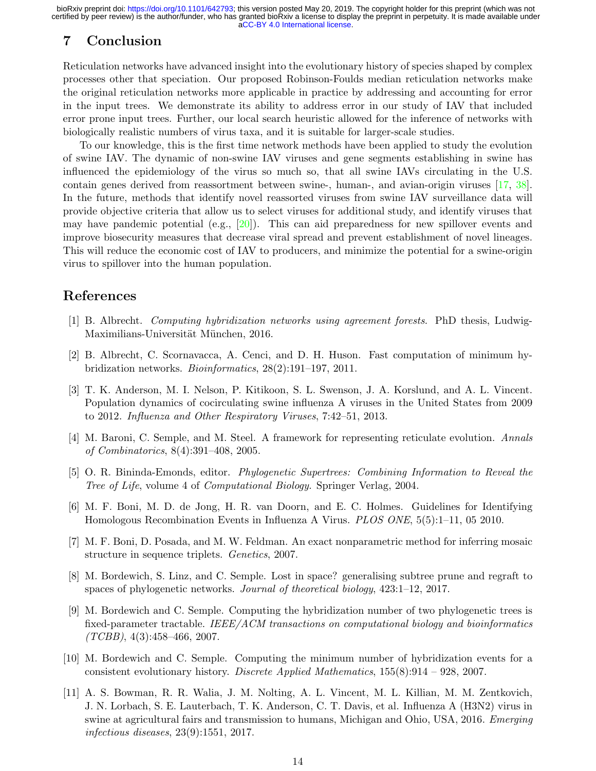## 7 Conclusion

Reticulation networks have advanced insight into the evolutionary history of species shaped by complex processes other that speciation. Our proposed Robinson-Foulds median reticulation networks make the original reticulation networks more applicable in practice by addressing and accounting for error in the input trees. We demonstrate its ability to address error in our study of IAV that included error prone input trees. Further, our local search heuristic allowed for the inference of networks with biologically realistic numbers of virus taxa, and it is suitable for larger-scale studies.

To our knowledge, this is the first time network methods have been applied to study the evolution of swine IAV. The dynamic of non-swine IAV viruses and gene segments establishing in swine has influenced the epidemiology of the virus so much so, that all swine IAVs circulating in the U.S. contain genes derived from reassortment between swine-, human-, and avian-origin viruses [17, 38]. In the future, methods that identify novel reassorted viruses from swine IAV surveillance data will provide objective criteria that allow us to select viruses for additional study, and identify viruses that may have pandemic potential (e.g., [20]). This can aid preparedness for new spillover events and improve biosecurity measures that decrease viral spread and prevent establishment of novel lineages. This will reduce the economic cost of IAV to producers, and minimize the potential for a swine-origin virus to spillover into the human population.

## References

[1] B. Albrecht. *Computing hybridization networks using agreement forests*. PhD thesis, Ludwig-Maximilians-Universität München, 2016.

[2] B. Albrecht, C. Scornavacca, A. Cenci, and D. H. Huson. Fast computation of minimum hybridization networks. *Bioinformatics*, 28(2):191–197, 2011.

[3] T. K. Anderson, M. I. Nelson, P. Kitikoon, S. L. Swenson, J. A. Korslund, and A. L. Vincent. Population dynamics of cocirculating swine influenza A viruses in the United States from 2009 to 2012. *Influenza and Other Respiratory Viruses*, 7:42–51, 2013.

[4] M. Baroni, C. Semple, and M. Steel. A framework for representing reticulate evolution. *Annals of Combinatorics*, 8(4):391–408, 2005.

[5] O. R. Bininda-Emonds, editor. *Phylogenetic Supertrees: Combining Information to Reveal the Tree of Life*, volume 4 of *Computational Biology*. Springer Verlag, 2004.

[6] M. F. Boni, M. D. de Jong, H. R. van Doorn, and E. C. Holmes. Guidelines for Identifying Homologous Recombination Events in Influenza A Virus. *PLOS ONE*, 5(5):1–11, 05 2010.

[7] M. F. Boni, D. Posada, and M. W. Feldman. An exact nonparametric method for inferring mosaic structure in sequence triplets. *Genetics*, 2007.

[8] M. Bordewich, S. Linz, and C. Semple. Lost in space? generalising subtree prune and regraft to spaces of phylogenetic networks. *Journal of theoretical biology*, 423:1–12, 2017.

[9] M. Bordewich and C. Semple. Computing the hybridization number of two phylogenetic trees is fixed-parameter tractable. *IEEE/ACM transactions on computational biology and bioinformatics (TCBB)*, 4(3):458–466, 2007.

[10] M. Bordewich and C. Semple. Computing the minimum number of hybridization events for a consistent evolutionary history. *Discrete Applied Mathematics*, 155(8):914 – 928, 2007.

[11] A. S. Bowman, R. R. Walia, J. M. Nolting, A. L. Vincent, M. L. Killian, M. M. Zentkovich, J. N. Lorbach, S. E. Lauterbach, T. K. Anderson, C. T. Davis, et al. Influenza A (H3N2) virus in swine at agricultural fairs and transmission to humans, Michigan and Ohio, USA, 2016. *Emerging infectious diseases*, 23(9):1551, 2017.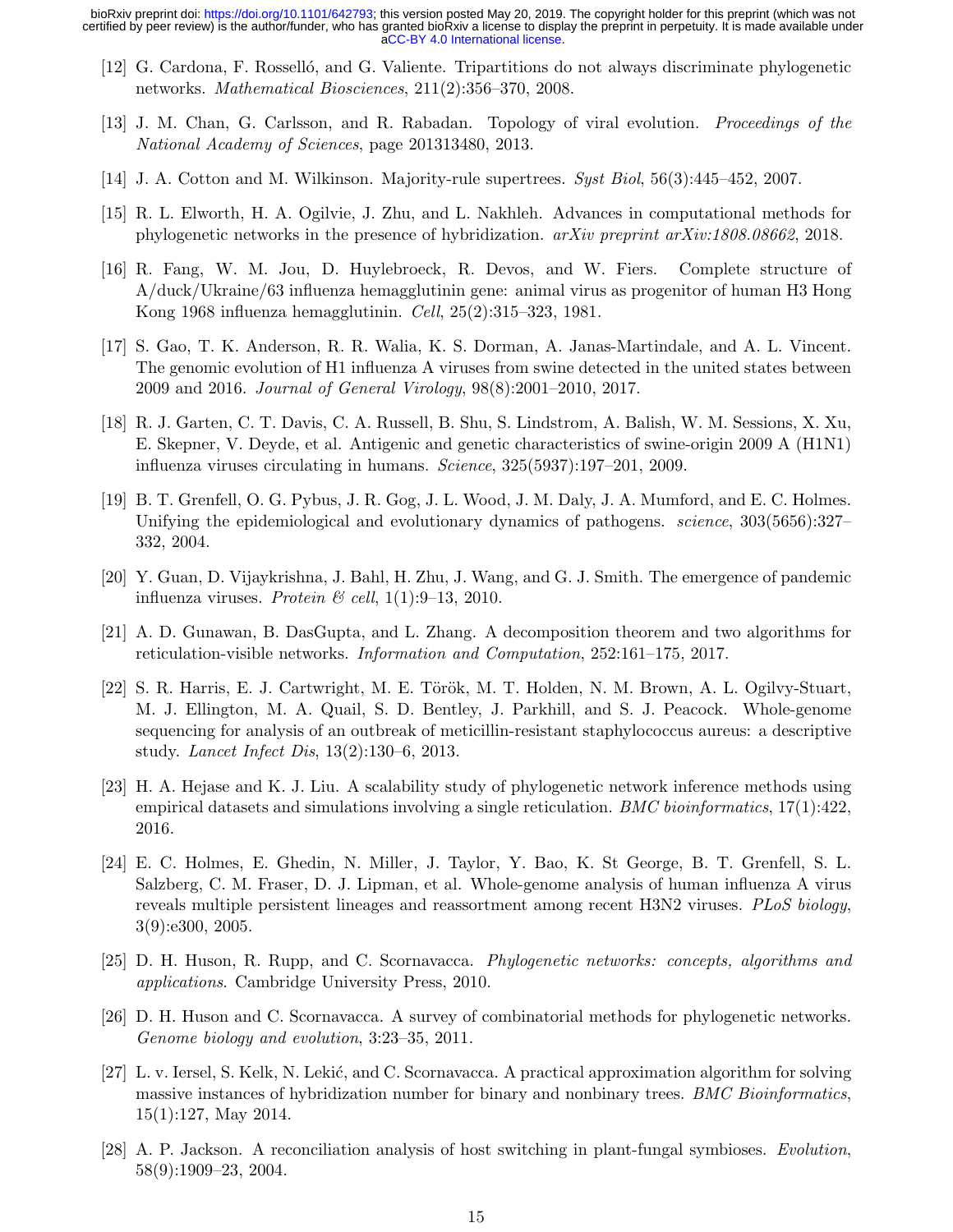[12] G. Cardona, F. Rosselló, and G. Valiente. Tripartitions do not always discriminate phylogenetic networks. *Mathematical Biosciences*, 211(2):356–370, 2008.

[13] J. M. Chan, G. Carlsson, and R. Rabadan. Topology of viral evolution. *Proceedings of the National Academy of Sciences*, page 201313480, 2013.

[14] J. A. Cotton and M. Wilkinson. Majority-rule supertrees. *Syst Biol*, 56(3):445–452, 2007.

[15] R. L. Elworth, H. A. Ogilvie, J. Zhu, and L. Nakhleh. Advances in computational methods for phylogenetic networks in the presence of hybridization. *arXiv preprint arXiv:1808.08662*, 2018.

[16] R. Fang, W. M. Jou, D. Huylebroeck, R. Devos, and W. Fiers. Complete structure of A/duck/Ukraine/63 influenza hemagglutinin gene: animal virus as progenitor of human H3 Hong Kong 1968 influenza hemagglutinin. *Cell*, 25(2):315–323, 1981.

[17] S. Gao, T. K. Anderson, R. R. Walia, K. S. Dorman, A. Janas-Martindale, and A. L. Vincent. The genomic evolution of H1 influenza A viruses from swine detected in the united states between 2009 and 2016. *Journal of General Virology*, 98(8):2001–2010, 2017.

[18] R. J. Garten, C. T. Davis, C. A. Russell, B. Shu, S. Lindstrom, A. Balish, W. M. Sessions, X. Xu, E. Skepner, V. Deyde, et al. Antigenic and genetic characteristics of swine-origin 2009 A (H1N1) influenza viruses circulating in humans. *Science*, 325(5937):197–201, 2009.

[19] B. T. Grenfell, O. G. Pybus, J. R. Gog, J. L. Wood, J. M. Daly, J. A. Mumford, and E. C. Holmes. Unifying the epidemiological and evolutionary dynamics of pathogens. *science*, 303(5656):327–332, 2004.

[20] Y. Guan, D. Vijaykrishna, J. Bahl, H. Zhu, J. Wang, and G. J. Smith. The emergence of pandemic influenza viruses. *Protein & cell*, 1(1):9–13, 2010.

[21] A. D. Gunawan, B. DasGupta, and L. Zhang. A decomposition theorem and two algorithms for reticulation-visible networks. *Information and Computation*, 252:161–175, 2017.

[22] S. R. Harris, E. J. Cartwright, M. E. Török, M. T. Holden, N. M. Brown, A. L. Ogilvy-Stuart, M. J. Ellington, M. A. Quail, S. D. Bentley, J. Parkhill, and S. J. Peacock. Whole-genome sequencing for analysis of an outbreak of meticillin-resistant staphylococcus aureus: a descriptive study. *Lancet Infect Dis*, 13(2):130–6, 2013.

[23] H. A. Hejase and K. J. Liu. A scalability study of phylogenetic network inference methods using empirical datasets and simulations involving a single reticulation. *BMC bioinformatics*, 17(1):422, 2016.

[24] E. C. Holmes, E. Ghedin, N. Miller, J. Taylor, Y. Bao, K. St George, B. T. Grenfell, S. L. Salzberg, C. M. Fraser, D. J. Lipman, et al. Whole-genome analysis of human influenza A virus reveals multiple persistent lineages and reassortment among recent H3N2 viruses. *PLoS biology*, 3(9):e300, 2005.

[25] D. H. Huson, R. Rupp, and C. Scornavacca. *Phylogenetic networks: concepts, algorithms and applications*. Cambridge University Press, 2010.

[26] D. H. Huson and C. Scornavacca. A survey of combinatorial methods for phylogenetic networks. *Genome biology and evolution*, 3:23–35, 2011.

[27] L. v. Iersel, S. Kelk, N. Lekić, and C. Scornavacca. A practical approximation algorithm for solving massive instances of hybridization number for binary and nonbinary trees. *BMC Bioinformatics*, 15(1):127, May 2014.

[28] A. P. Jackson. A reconciliation analysis of host switching in plant-fungal symbioses. *Evolution*, 58(9):1909–23, 2004.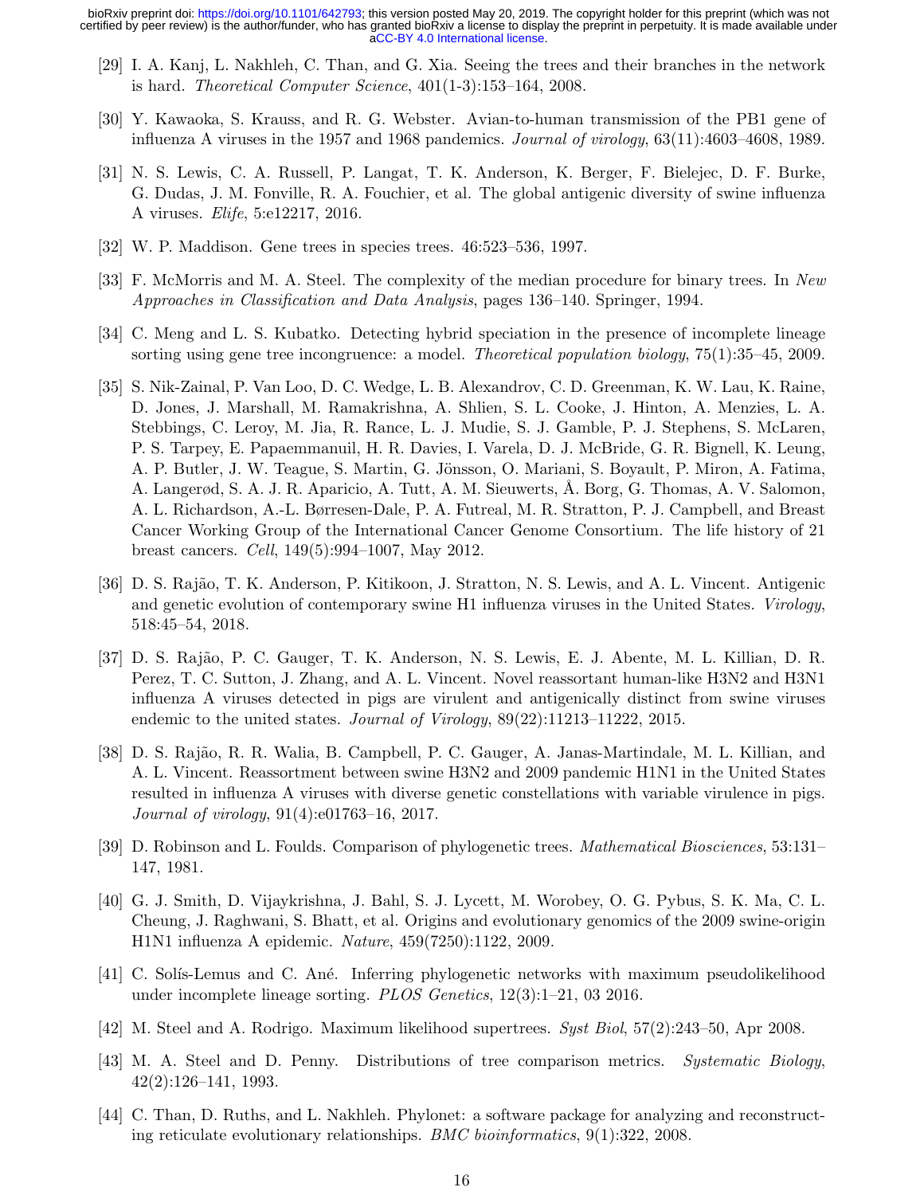[29] I. A. Kanj, L. Nakhleh, C. Than, and G. Xia. Seeing the trees and their branches in the network is hard. *Theoretical Computer Science*, 401(1-3):153–164, 2008.

[30] Y. Kawaoka, S. Krauss, and R. G. Webster. Avian-to-human transmission of the PB1 gene of influenza A viruses in the 1957 and 1968 pandemics. *Journal of virology*, 63(11):4603–4608, 1989.

[31] N. S. Lewis, C. A. Russell, P. Langat, T. K. Anderson, K. Berger, F. Bielejec, D. F. Burke, G. Dudas, J. M. Fonville, R. A. Fouchier, et al. The global antigenic diversity of swine influenza A viruses. *Elife*, 5:e12217, 2016.

[32] W. P. Maddison. Gene trees in species trees. 46:523–536, 1997.

[33] F. McMorris and M. A. Steel. The complexity of the median procedure for binary trees. In *New Approaches in Classification and Data Analysis*, pages 136–140. Springer, 1994.

[34] C. Meng and L. S. Kubatko. Detecting hybrid speciation in the presence of incomplete lineage sorting using gene tree incongruence: a model. *Theoretical population biology*, 75(1):35–45, 2009.

[35] S. Nik-Zainal, P. Van Loo, D. C. Wedge, L. B. Alexandrov, C. D. Greenman, K. W. Lau, K. Raine, D. Jones, J. Marshall, M. Ramakrishna, A. Shlien, S. L. Cooke, J. Hinton, A. Menzies, L. A. Stebbings, C. Leroy, M. Jia, R. Rance, L. J. Mudie, S. J. Gamble, P. J. Stephens, S. McLaren, P. S. Tarpey, E. Papaemmanuil, H. R. Davies, I. Varela, D. J. McBride, G. R. Bignell, K. Leung, A. P. Butler, J. W. Teague, S. Martin, G. Jönsson, O. Mariani, S. Boyault, P. Miron, A. Fatima, A. Langerød, S. A. J. R. Aparicio, A. Tutt, A. M. Sieuwerts, Å. Borg, G. Thomas, A. V. Salomon, A. L. Richardson, A.-L. Børresen-Dale, P. A. Futreal, M. R. Stratton, P. J. Campbell, and Breast Cancer Working Group of the International Cancer Genome Consortium. The life history of 21 breast cancers. *Cell*, 149(5):994–1007, May 2012.

[36] D. S. Rajão, T. K. Anderson, P. Kitikoon, J. Stratton, N. S. Lewis, and A. L. Vincent. Antigenic and genetic evolution of contemporary swine H1 influenza viruses in the United States. *Virology*, 518:45–54, 2018.

[37] D. S. Rajão, P. C. Gauger, T. K. Anderson, N. S. Lewis, E. J. Abente, M. L. Killian, D. R. Perez, T. C. Sutton, J. Zhang, and A. L. Vincent. Novel reassortant human-like H3N2 and H3N1 influenza A viruses detected in pigs are virulent and antigenically distinct from swine viruses endemic to the united states. *Journal of Virology*, 89(22):11213–11222, 2015.

[38] D. S. Rajão, R. R. Walia, B. Campbell, P. C. Gauger, A. Janas-Martindale, M. L. Killian, and A. L. Vincent. Reassortment between swine H3N2 and 2009 pandemic H1N1 in the United States resulted in influenza A viruses with diverse genetic constellations with variable virulence in pigs. *Journal of virology*, 91(4):e01763–16, 2017.

[39] D. Robinson and L. Foulds. Comparison of phylogenetic trees. *Mathematical Biosciences*, 53:131–147, 1981.

[40] G. J. Smith, D. Vijaykrishna, J. Bahl, S. J. Lycett, M. Worobey, O. G. Pybus, S. K. Ma, C. L. Cheung, J. Raghwani, S. Bhatt, et al. Origins and evolutionary genomics of the 2009 swine-origin H1N1 influenza A epidemic. *Nature*, 459(7250):1122, 2009.

[41] C. Solís-Lemus and C. Ané. Inferring phylogenetic networks with maximum pseudolikelihood under incomplete lineage sorting. *PLOS Genetics*, 12(3):1–21, 03 2016.

[42] M. Steel and A. Rodrigo. Maximum likelihood supertrees. *Syst Biol*, 57(2):243–50, Apr 2008.

[43] M. A. Steel and D. Penny. Distributions of tree comparison metrics. *Systematic Biology*, 42(2):126–141, 1993.

[44] C. Than, D. Ruths, and L. Nakhleh. Phylonet: a software package for analyzing and reconstructing reticulate evolutionary relationships. *BMC bioinformatics*, 9(1):322, 2008.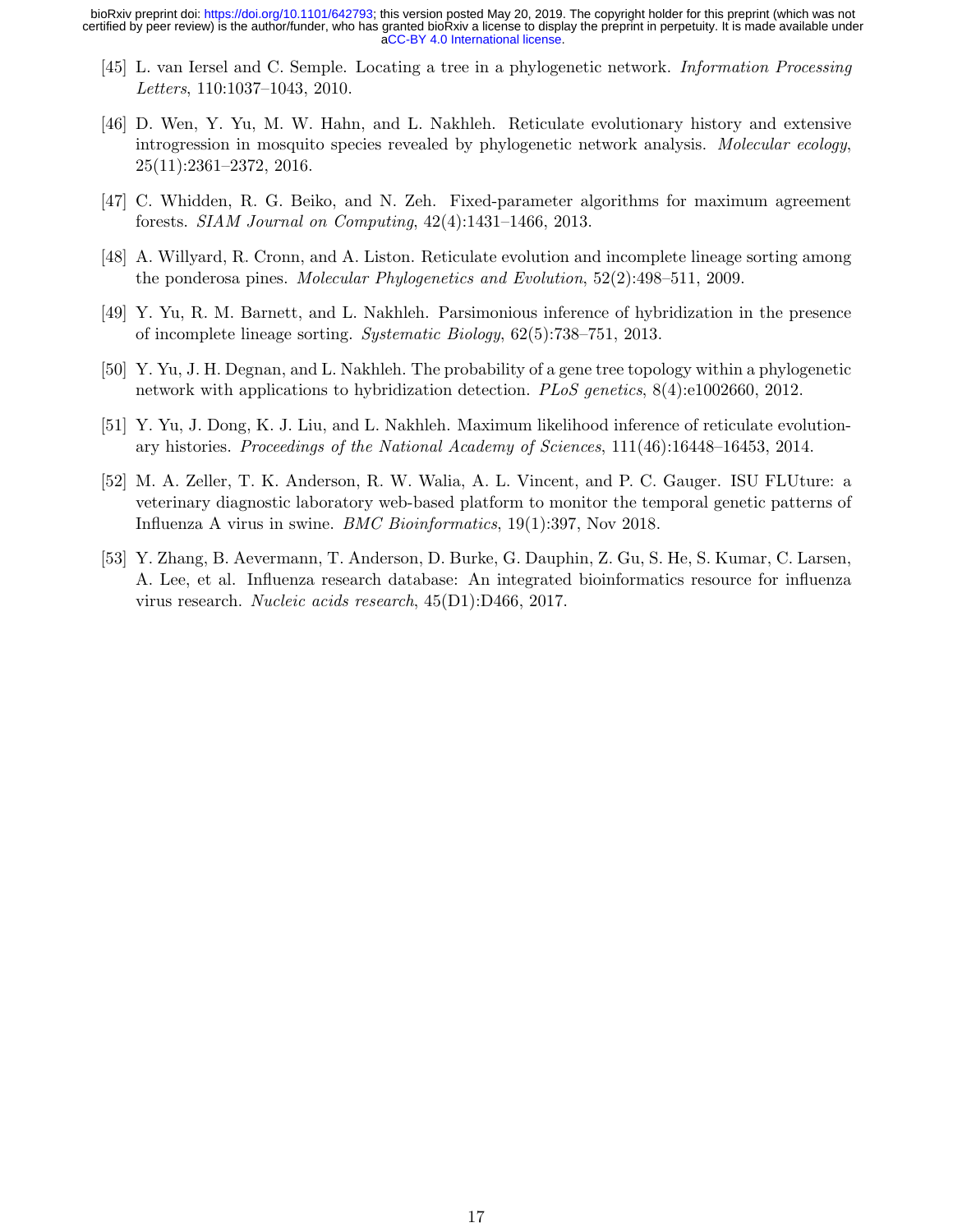[45] L. van Iersel and C. Semple. Locating a tree in a phylogenetic network. *Information Processing Letters*, 110:1037–1043, 2010.

[46] D. Wen, Y. Yu, M. W. Hahn, and L. Nakhleh. Reticulate evolutionary history and extensive introgression in mosquito species revealed by phylogenetic network analysis. *Molecular ecology*, 25(11):2361–2372, 2016.

[47] C. Whidden, R. G. Beiko, and N. Zeh. Fixed-parameter algorithms for maximum agreement forests. *SIAM Journal on Computing*, 42(4):1431–1466, 2013.

[48] A. Willyard, R. Cronn, and A. Liston. Reticulate evolution and incomplete lineage sorting among the ponderosa pines. *Molecular Phylogenetics and Evolution*, 52(2):498–511, 2009.

[49] Y. Yu, R. M. Barnett, and L. Nakhleh. Parsimonious inference of hybridization in the presence of incomplete lineage sorting. *Systematic Biology*, 62(5):738–751, 2013.

[50] Y. Yu, J. H. Degnan, and L. Nakhleh. The probability of a gene tree topology within a phylogenetic network with applications to hybridization detection. *PLoS genetics*, 8(4):e1002660, 2012.

[51] Y. Yu, J. Dong, K. J. Liu, and L. Nakhleh. Maximum likelihood inference of reticulate evolutionary histories. *Proceedings of the National Academy of Sciences*, 111(46):16448–16453, 2014.

[52] M. A. Zeller, T. K. Anderson, R. W. Walia, A. L. Vincent, and P. C. Gauger. ISU FLUture: a veterinary diagnostic laboratory web-based platform to monitor the temporal genetic patterns of Influenza A virus in swine. *BMC Bioinformatics*, 19(1):397, Nov 2018.

[53] Y. Zhang, B. Aevermann, T. Anderson, D. Burke, G. Dauphin, Z. Gu, S. He, S. Kumar, C. Larsen, A. Lee, et al. Influenza research database: An integrated bioinformatics resource for influenza virus research. *Nucleic acids research*, 45(D1):D466, 2017.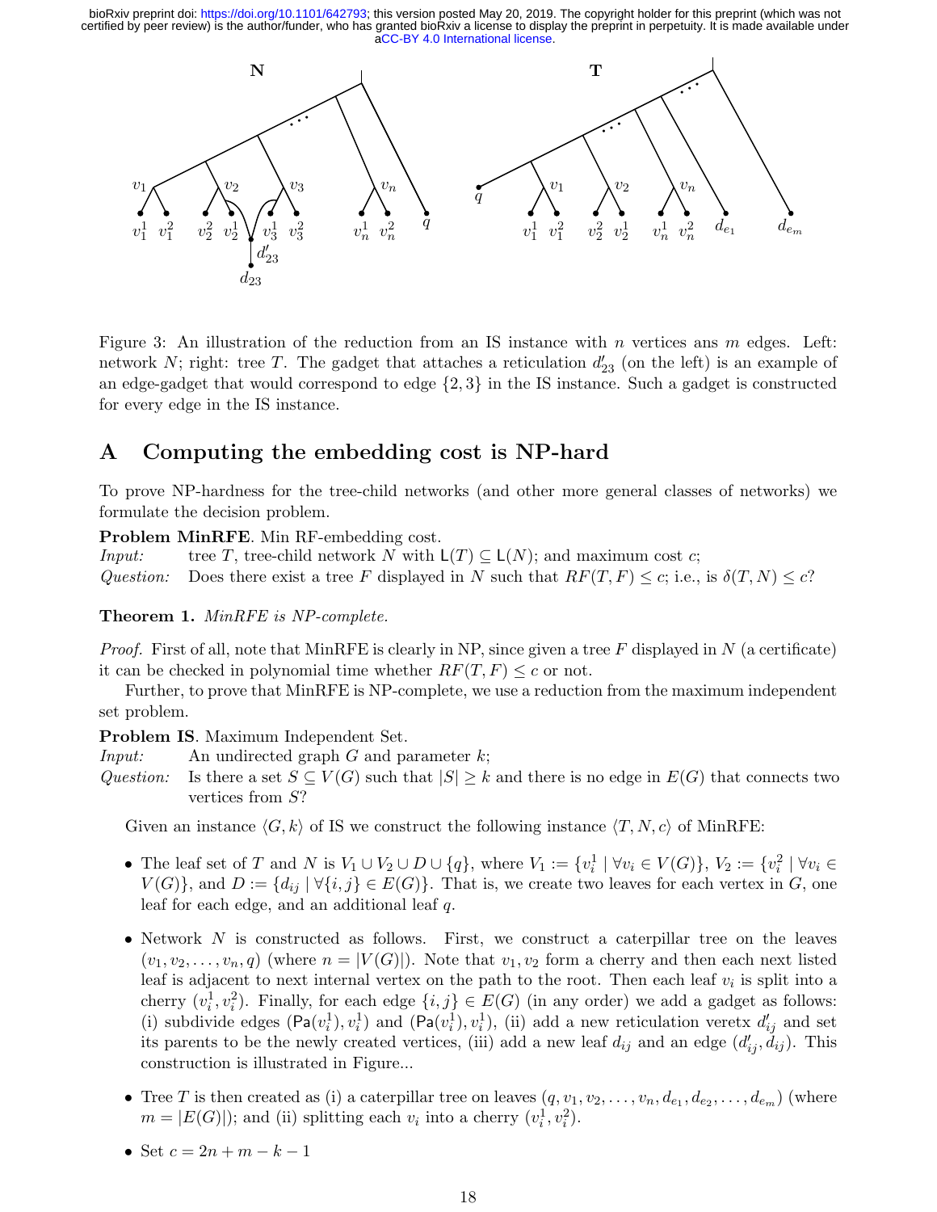Figure 3: An illustration of the reduction from an IS instance with $n$ vertices ans $m$ edges. Left: network $N$; right: tree $T$. The gadget that attaches a reticulation $d'_{23}$ (on the left) is an example of an edge-gadget that would correspond to edge $\{2, 3\}$ in the IS instance. Such a gadget is constructed for every edge in the IS instance.

## A Computing the embedding cost is NP-hard

To prove NP-hardness for the tree-child networks (and other more general classes of networks) we formulate the decision problem.

**Problem MinRFE**. Min RF-embedding cost.
*Input:* tree $T$, tree-child network $N$ with $\mathsf{L}(T) \subseteq \mathsf{L}(N)$; and maximum cost $c$;
*Question:* Does there exist a tree $F$ displayed in $N$ such that $RF(T, F) \leq c$; i.e., is $\delta(T, N) \leq c$?

**Theorem 1.** *MinRFE is NP-complete.*

*Proof.* First of all, note that MinRFE is clearly in NP, since given a tree $F$ displayed in $N$ (a certificate) it can be checked in polynomial time whether $RF(T, F) \leq c$ or not.

Further, to prove that MinRFE is NP-complete, we use a reduction from the maximum independent set problem.

**Problem IS**. Maximum Independent Set.
*Input:* An undirected graph $G$ and parameter $k$;
*Question:* Is there a set $S \subseteq V(G)$ such that $|S| \geq k$ and there is no edge in $E(G)$ that connects two vertices from $S$?

Given an instance $\langle G, k\rangle$ of IS we construct the following instance $\langle T, N, c\rangle$ of MinRFE:

- The leaf set of $T$ and $N$ is $V_1 \cup V_2 \cup D \cup \{q\}$, where $V_1 := \{v_i^1 \mid \forall v_i \in V(G)\}$, $V_2 := \{v_i^2 \mid \forall v_i \in V(G)\}$, and $D := \{d_{ij} \mid \forall \{i, j\} \in E(G)\}$. That is, we create two leaves for each vertex in $G$, one leaf for each edge, and an additional leaf $q$.
- Network $N$ is constructed as follows. First, we construct a caterpillar tree on the leaves $(v_1, v_2, \ldots, v_n, q)$ (where $n = |V(G)|$). Note that $v_1, v_2$ form a cherry and then each next listed leaf is adjacent to next internal vertex on the path to the root. Then each leaf $v_i$ is split into a cherry $(v_i^1, v_i^2)$. Finally, for each edge $\{i, j\} \in E(G)$ (in any order) we add a gadget as follows: (i) subdivide edges $(\mathsf{Pa}(v_i^1), v_i^1)$ and $(\mathsf{Pa}(v_i^1), v_i^1)$, (ii) add a new reticulation veretx $d'_{ij}$ and set its parents to be the newly created vertices, (iii) add a new leaf $d_{ij}$ and an edge $(d'_{ij}, d_{ij})$. This construction is illustrated in Figure...
- Tree $T$ is then created as (i) a caterpillar tree on leaves $(q, v_1, v_2, \ldots, v_n, d_{e_1}, d_{e_2}, \ldots, d_{e_m})$ (where $m = |E(G)|$); and (ii) splitting each $v_i$ into a cherry $(v_i^1, v_i^2)$.
- Set $c = 2n + m - k - 1$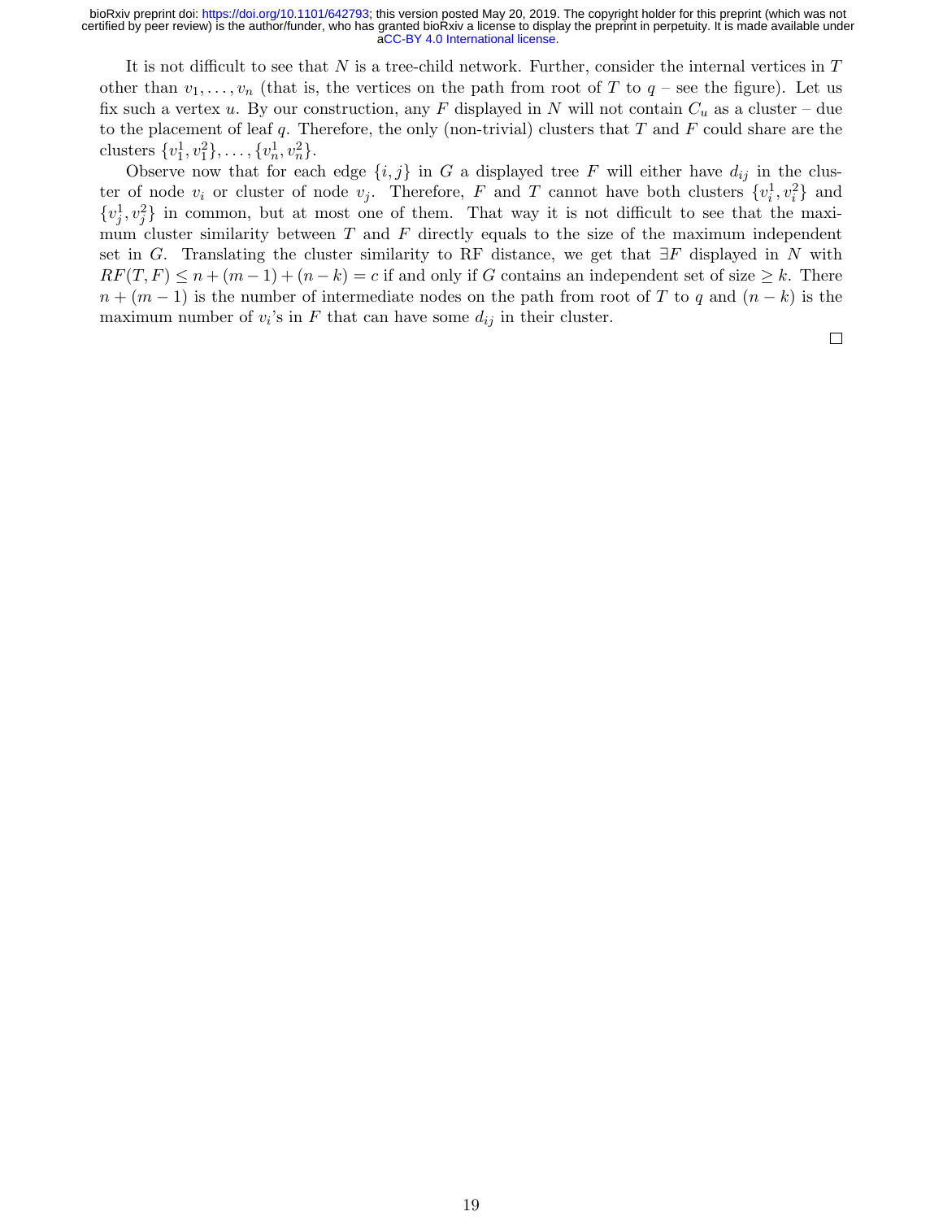It is not difficult to see that $N$ is a tree-child network. Further, consider the internal vertices in $T$ other than $v_1, \ldots, v_n$ (that is, the vertices on the path from root of $T$ to $q$ – see the figure). Let us fix such a vertex $u$. By our construction, any $F$ displayed in $N$ will not contain $C_u$ as a cluster – due to the placement of leaf $q$. Therefore, the only (non-trivial) clusters that $T$ and $F$ could share are the clusters $\{v_1^1, v_1^2\}, \ldots, \{v_n^1, v_n^2\}$.

Observe now that for each edge $\{i, j\}$ in $G$ a displayed tree $F$ will either have $d_{ij}$ in the cluster of node $v_i$ or cluster of node $v_j$. Therefore, $F$ and $T$ cannot have both clusters $\{v_i^1, v_i^2\}$ and $\{v_j^1, v_j^2\}$ in common, but at most one of them. That way it is not difficult to see that the maximum cluster similarity between $T$ and $F$ directly equals to the size of the maximum independent set in $G$. Translating the cluster similarity to RF distance, we get that $\exists F$ displayed in $N$ with $RF(T, F) \leq n + (m-1) + (n-k) = c$ if and only if $G$ contains an independent set of size $\geq k$. There $n + (m-1)$ is the number of intermediate nodes on the path from root of $T$ to $q$ and $(n-k)$ is the maximum number of $v_i$'s in $F$ that can have some $d_{ij}$ in their cluster.

□